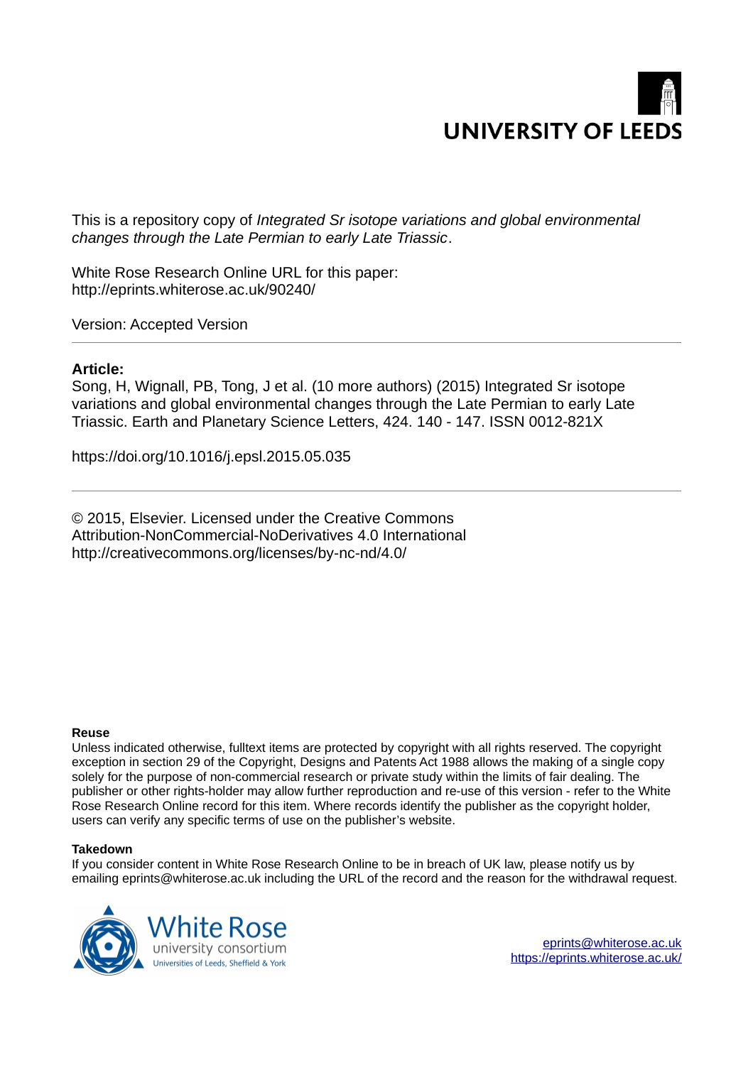UNIVERSITY OF LEEDS

This is a repository copy of *Integrated Sr isotope variations and global environmental changes through the Late Permian to early Late Triassic*.

White Rose Research Online URL for this paper:
http://eprints.whiterose.ac.uk/90240/

Version: Accepted Version

---

**Article:**

Song, H, Wignall, PB, Tong, J et al. (10 more authors) (2015) Integrated Sr isotope variations and global environmental changes through the Late Permian to early Late Triassic. Earth and Planetary Science Letters, 424. 140 - 147. ISSN 0012-821X

https://doi.org/10.1016/j.epsl.2015.05.035

---

© 2015, Elsevier. Licensed under the Creative Commons Attribution-NonCommercial-NoDerivatives 4.0 International
http://creativecommons.org/licenses/by-nc-nd/4.0/

**Reuse**

Unless indicated otherwise, fulltext items are protected by copyright with all rights reserved. The copyright exception in section 29 of the Copyright, Designs and Patents Act 1988 allows the making of a single copy solely for the purpose of non-commercial research or private study within the limits of fair dealing. The publisher or other rights-holder may allow further reproduction and re-use of this version - refer to the White Rose Research Online record for this item. Where records identify the publisher as the copyright holder, users can verify any specific terms of use on the publisher's website.

**Takedown**

If you consider content in White Rose Research Online to be in breach of UK law, please notify us by emailing eprints@whiterose.ac.uk including the URL of the record and the reason for the withdrawal request.

White Rose university consortium
Universities of Leeds, Sheffield & York

eprints@whiterose.ac.uk
https://eprints.whiterose.ac.uk/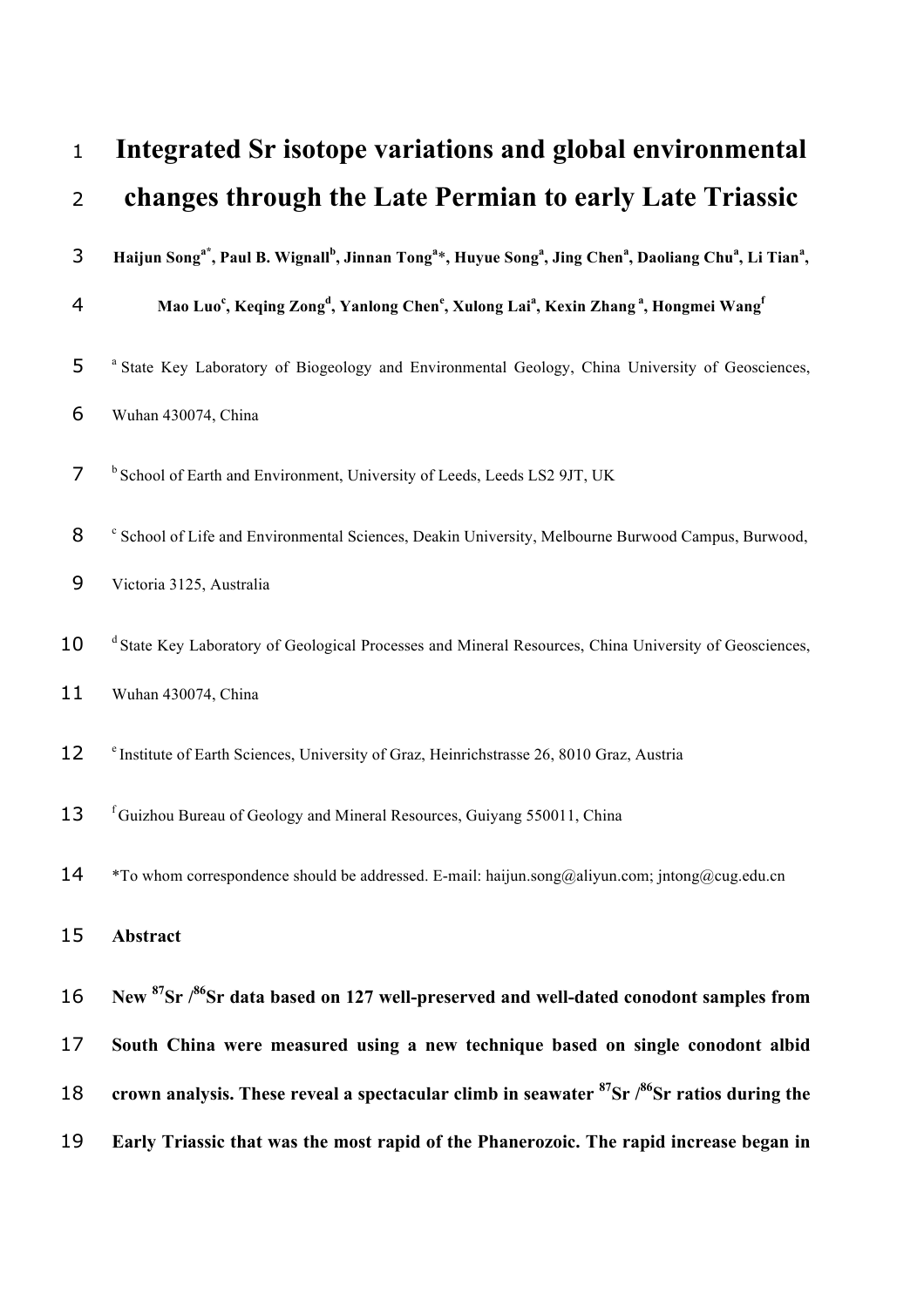# Integrated Sr isotope variations and global environmental changes through the Late Permian to early Late Triassic

**Haijun Song[a*], Paul B. Wignall[b], Jinnan Tong[a]*, Huyue Song[a], Jing Chen[a], Daoliang Chu[a], Li Tian[a], Mao Luo[c], Keqing Zong[d], Yanlong Chen[e], Xulong Lai[a], Kexin Zhang [a], Hongmei Wang[f]**

[a] State Key Laboratory of Biogeology and Environmental Geology, China University of Geosciences, Wuhan 430074, China

[b] School of Earth and Environment, University of Leeds, Leeds LS2 9JT, UK

[c] School of Life and Environmental Sciences, Deakin University, Melbourne Burwood Campus, Burwood, Victoria 3125, Australia

[d] State Key Laboratory of Geological Processes and Mineral Resources, China University of Geosciences, Wuhan 430074, China

[e] Institute of Earth Sciences, University of Graz, Heinrichstrasse 26, 8010 Graz, Austria

[f] Guizhou Bureau of Geology and Mineral Resources, Guiyang 550011, China

*To whom correspondence should be addressed. E-mail: haijun.song@aliyun.com; jntong@cug.edu.cn

## Abstract

**New $^{87}Sr/^{86}Sr$ data based on 127 well-preserved and well-dated conodont samples from South China were measured using a new technique based on single conodont albid crown analysis. These reveal a spectacular climb in seawater $^{87}Sr/^{86}Sr$ ratios during the Early Triassic that was the most rapid of the Phanerozoic. The rapid increase began in**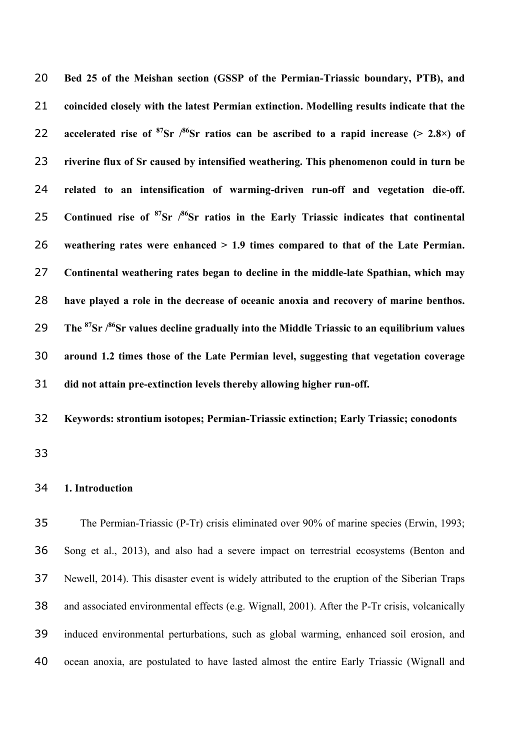**Bed 25 of the Meishan section (GSSP of the Permian-Triassic boundary, PTB), and coincided closely with the latest Permian extinction. Modelling results indicate that the accelerated rise of $^{87}Sr/^{86}Sr$ ratios can be ascribed to a rapid increase (> 2.8×) of riverine flux of Sr caused by intensified weathering. This phenomenon could in turn be related to an intensification of warming-driven run-off and vegetation die-off. Continued rise of $^{87}Sr/^{86}Sr$ ratios in the Early Triassic indicates that continental weathering rates were enhanced > 1.9 times compared to that of the Late Permian. Continental weathering rates began to decline in the middle-late Spathian, which may have played a role in the decrease of oceanic anoxia and recovery of marine benthos. The $^{87}Sr/^{86}Sr$ values decline gradually into the Middle Triassic to an equilibrium values around 1.2 times those of the Late Permian level, suggesting that vegetation coverage did not attain pre-extinction levels thereby allowing higher run-off.**

**Keywords: strontium isotopes; Permian-Triassic extinction; Early Triassic; conodonts**

## 1. Introduction

The Permian-Triassic (P-Tr) crisis eliminated over 90% of marine species (Erwin, 1993; Song et al., 2013), and also had a severe impact on terrestrial ecosystems (Benton and Newell, 2014). This disaster event is widely attributed to the eruption of the Siberian Traps and associated environmental effects (e.g. Wignall, 2001). After the P-Tr crisis, volcanically induced environmental perturbations, such as global warming, enhanced soil erosion, and ocean anoxia, are postulated to have lasted almost the entire Early Triassic (Wignall and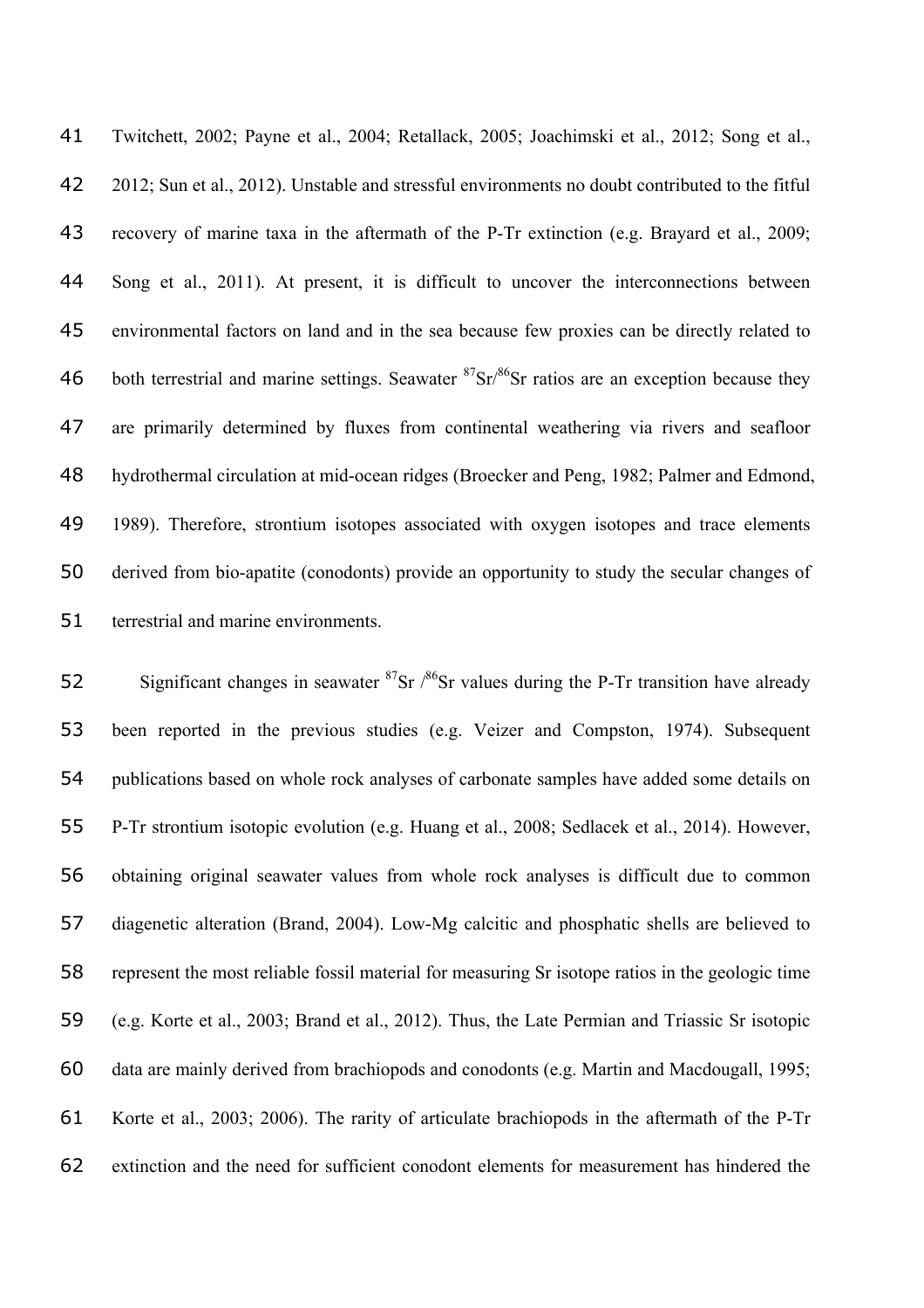Twitchett, 2002; Payne et al., 2004; Retallack, 2005; Joachimski et al., 2012; Song et al., 2012; Sun et al., 2012). Unstable and stressful environments no doubt contributed to the fitful recovery of marine taxa in the aftermath of the P-Tr extinction (e.g. Brayard et al., 2009; Song et al., 2011). At present, it is difficult to uncover the interconnections between environmental factors on land and in the sea because few proxies can be directly related to both terrestrial and marine settings. Seawater $^{87}Sr/^{86}Sr$ ratios are an exception because they are primarily determined by fluxes from continental weathering via rivers and seafloor hydrothermal circulation at mid-ocean ridges (Broecker and Peng, 1982; Palmer and Edmond, 1989). Therefore, strontium isotopes associated with oxygen isotopes and trace elements derived from bio-apatite (conodonts) provide an opportunity to study the secular changes of terrestrial and marine environments.

Significant changes in seawater $^{87}Sr/^{86}Sr$ values during the P-Tr transition have already been reported in the previous studies (e.g. Veizer and Compston, 1974). Subsequent publications based on whole rock analyses of carbonate samples have added some details on P-Tr strontium isotopic evolution (e.g. Huang et al., 2008; Sedlacek et al., 2014). However, obtaining original seawater values from whole rock analyses is difficult due to common diagenetic alteration (Brand, 2004). Low-Mg calcitic and phosphatic shells are believed to represent the most reliable fossil material for measuring Sr isotope ratios in the geologic time (e.g. Korte et al., 2003; Brand et al., 2012). Thus, the Late Permian and Triassic Sr isotopic data are mainly derived from brachiopods and conodonts (e.g. Martin and Macdougall, 1995; Korte et al., 2003; 2006). The rarity of articulate brachiopods in the aftermath of the P-Tr extinction and the need for sufficient conodont elements for measurement has hindered the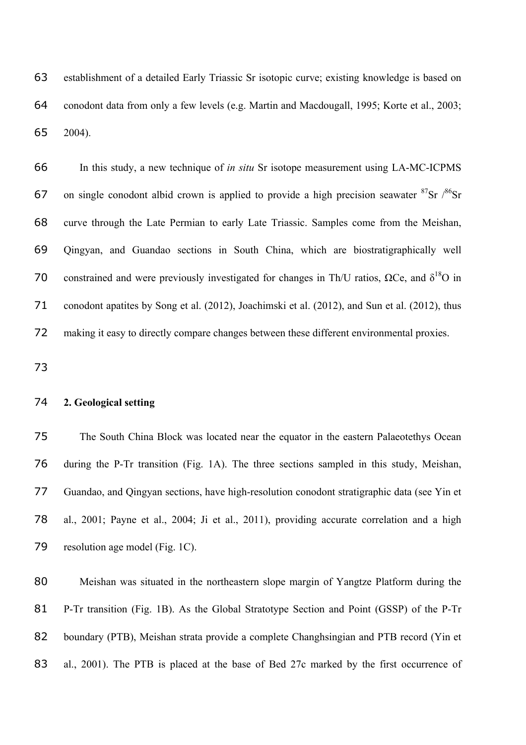establishment of a detailed Early Triassic Sr isotopic curve; existing knowledge is based on conodont data from only a few levels (e.g. Martin and Macdougall, 1995; Korte et al., 2003; 2004).

In this study, a new technique of *in situ* Sr isotope measurement using LA-MC-ICPMS on single conodont albid crown is applied to provide a high precision seawater $^{87}Sr/^{86}Sr$ curve through the Late Permian to early Late Triassic. Samples come from the Meishan, Qingyan, and Guandao sections in South China, which are biostratigraphically well constrained and were previously investigated for changes in Th/U ratios, ΩCe, and $\delta^{18}O$ in conodont apatites by Song et al. (2012), Joachimski et al. (2012), and Sun et al. (2012), thus making it easy to directly compare changes between these different environmental proxies.

## 2. Geological setting

The South China Block was located near the equator in the eastern Palaeotethys Ocean during the P-Tr transition (Fig. 1A). The three sections sampled in this study, Meishan, Guandao, and Qingyan sections, have high-resolution conodont stratigraphic data (see Yin et al., 2001; Payne et al., 2004; Ji et al., 2011), providing accurate correlation and a high resolution age model (Fig. 1C).

Meishan was situated in the northeastern slope margin of Yangtze Platform during the P-Tr transition (Fig. 1B). As the Global Stratotype Section and Point (GSSP) of the P-Tr boundary (PTB), Meishan strata provide a complete Changhsingian and PTB record (Yin et al., 2001). The PTB is placed at the base of Bed 27c marked by the first occurrence of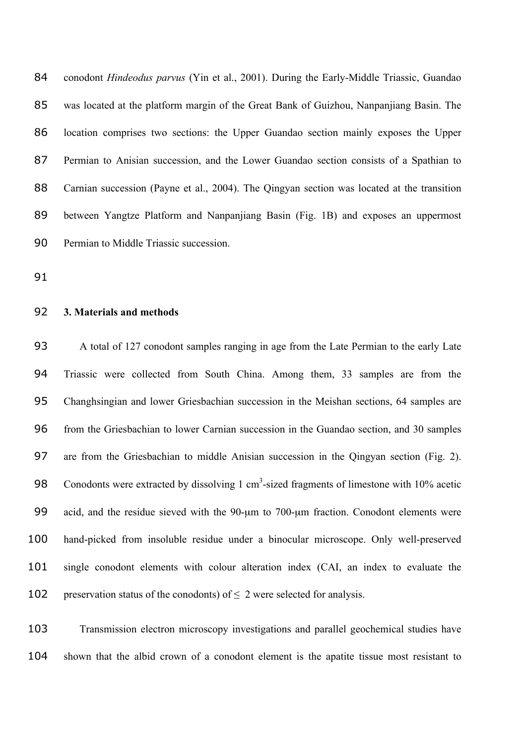conodont *Hindeodus parvus* (Yin et al., 2001). During the Early-Middle Triassic, Guandao was located at the platform margin of the Great Bank of Guizhou, Nanpanjiang Basin. The location comprises two sections: the Upper Guandao section mainly exposes the Upper Permian to Anisian succession, and the Lower Guandao section consists of a Spathian to Carnian succession (Payne et al., 2004). The Qingyan section was located at the transition between Yangtze Platform and Nanpanjiang Basin (Fig. 1B) and exposes an uppermost Permian to Middle Triassic succession.

## 3. Materials and methods

A total of 127 conodont samples ranging in age from the Late Permian to the early Late Triassic were collected from South China. Among them, 33 samples are from the Changhsingian and lower Griesbachian succession in the Meishan sections, 64 samples are from the Griesbachian to lower Carnian succession in the Guandao section, and 30 samples are from the Griesbachian to middle Anisian succession in the Qingyan section (Fig. 2). Conodonts were extracted by dissolving 1 $cm^3$-sized fragments of limestone with 10% acetic acid, and the residue sieved with the 90-μm to 700-μm fraction. Conodont elements were hand-picked from insoluble residue under a binocular microscope. Only well-preserved single conodont elements with colour alteration index (CAI, an index to evaluate the preservation status of the conodonts) of $\leq$ 2 were selected for analysis.

Transmission electron microscopy investigations and parallel geochemical studies have shown that the albid crown of a conodont element is the apatite tissue most resistant to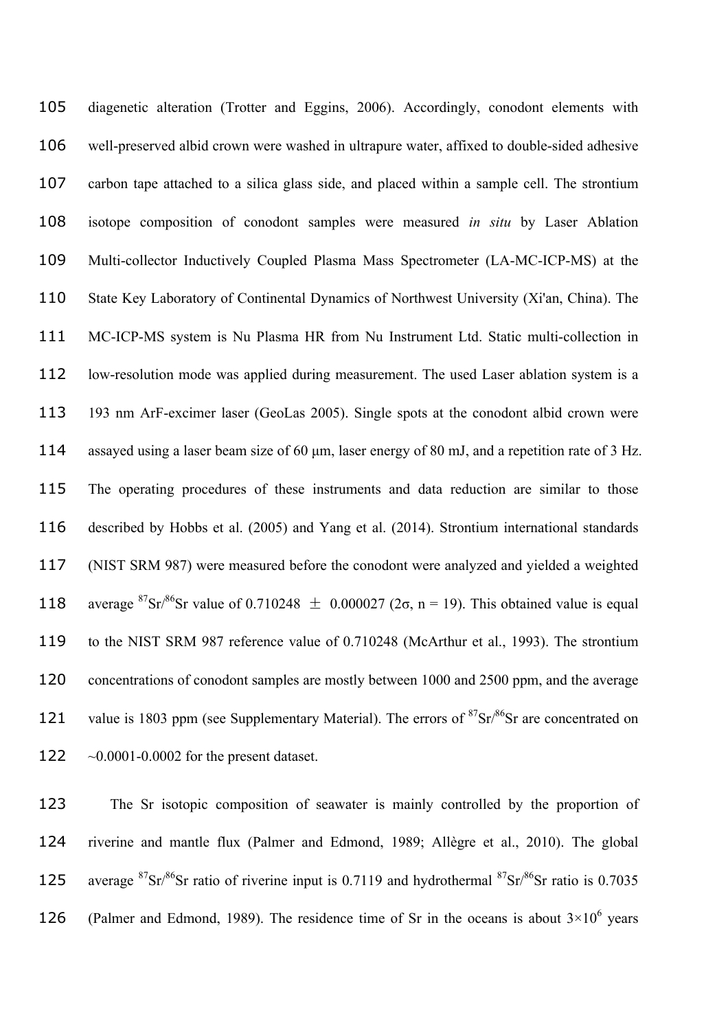diagenetic alteration (Trotter and Eggins, 2006). Accordingly, conodont elements with well-preserved albid crown were washed in ultrapure water, affixed to double-sided adhesive carbon tape attached to a silica glass side, and placed within a sample cell. The strontium isotope composition of conodont samples were measured *in situ* by Laser Ablation Multi-collector Inductively Coupled Plasma Mass Spectrometer (LA-MC-ICP-MS) at the State Key Laboratory of Continental Dynamics of Northwest University (Xi'an, China). The MC-ICP-MS system is Nu Plasma HR from Nu Instrument Ltd. Static multi-collection in low-resolution mode was applied during measurement. The used Laser ablation system is a 193 nm ArF-excimer laser (GeoLas 2005). Single spots at the conodont albid crown were assayed using a laser beam size of 60 μm, laser energy of 80 mJ, and a repetition rate of 3 Hz. The operating procedures of these instruments and data reduction are similar to those described by Hobbs et al. (2005) and Yang et al. (2014). Strontium international standards (NIST SRM 987) were measured before the conodont were analyzed and yielded a weighted average $^{87}Sr/^{86}Sr$ value of 0.710248 ± 0.000027 (2σ, n = 19). This obtained value is equal to the NIST SRM 987 reference value of 0.710248 (McArthur et al., 1993). The strontium concentrations of conodont samples are mostly between 1000 and 2500 ppm, and the average value is 1803 ppm (see Supplementary Material). The errors of $^{87}Sr/^{86}Sr$ are concentrated on ~0.0001-0.0002 for the present dataset.

The Sr isotopic composition of seawater is mainly controlled by the proportion of riverine and mantle flux (Palmer and Edmond, 1989; Allègre et al., 2010). The global average $^{87}Sr/^{86}Sr$ ratio of riverine input is 0.7119 and hydrothermal $^{87}Sr/^{86}Sr$ ratio is 0.7035 (Palmer and Edmond, 1989). The residence time of Sr in the oceans is about $3×10^6$ years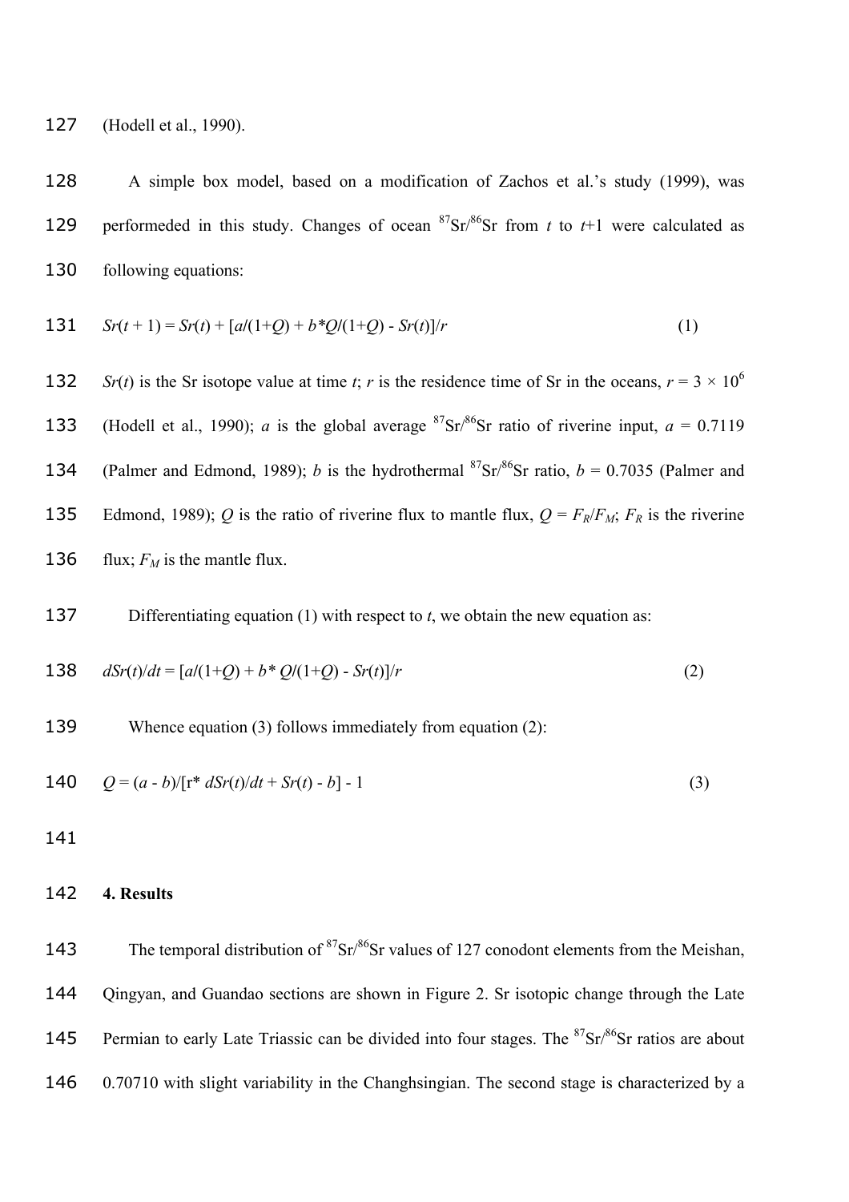(Hodell et al., 1990).

A simple box model, based on a modification of Zachos et al.'s study (1999), was performeded in this study. Changes of ocean $^{87}Sr/^{86}Sr$ from $t$ to $t$+1 were calculated as following equations:

$$Sr(t+1) = Sr(t) + [a/(1+Q) + b*Q/(1+Q) - Sr(t)]/r \quad (1)$$

$Sr(t)$ is the Sr isotope value at time $t$; $r$ is the residence time of Sr in the oceans, $r = 3 \times 10^6$ (Hodell et al., 1990); $a$ is the global average $^{87}Sr/^{86}Sr$ ratio of riverine input, $a = 0.7119$ (Palmer and Edmond, 1989); $b$ is the hydrothermal $^{87}Sr/^{86}Sr$ ratio, $b = 0.7035$ (Palmer and Edmond, 1989); $Q$ is the ratio of riverine flux to mantle flux, $Q = F_R/F_M$; $F_R$ is the riverine flux; $F_M$ is the mantle flux.

Differentiating equation (1) with respect to $t$, we obtain the new equation as:

$$dSr(t)/dt = [a/(1+Q) + b*Q/(1+Q) - Sr(t)]/r \quad (2)$$

Whence equation (3) follows immediately from equation (2):

$$Q = (a - b)/[r* dSr(t)/dt + Sr(t) - b] - 1 \quad (3)$$

## 4. Results

The temporal distribution of $^{87}Sr/^{86}Sr$ values of 127 conodont elements from the Meishan, Qingyan, and Guandao sections are shown in Figure 2. Sr isotopic change through the Late Permian to early Late Triassic can be divided into four stages. The $^{87}Sr/^{86}Sr$ ratios are about 0.70710 with slight variability in the Changhsingian. The second stage is characterized by a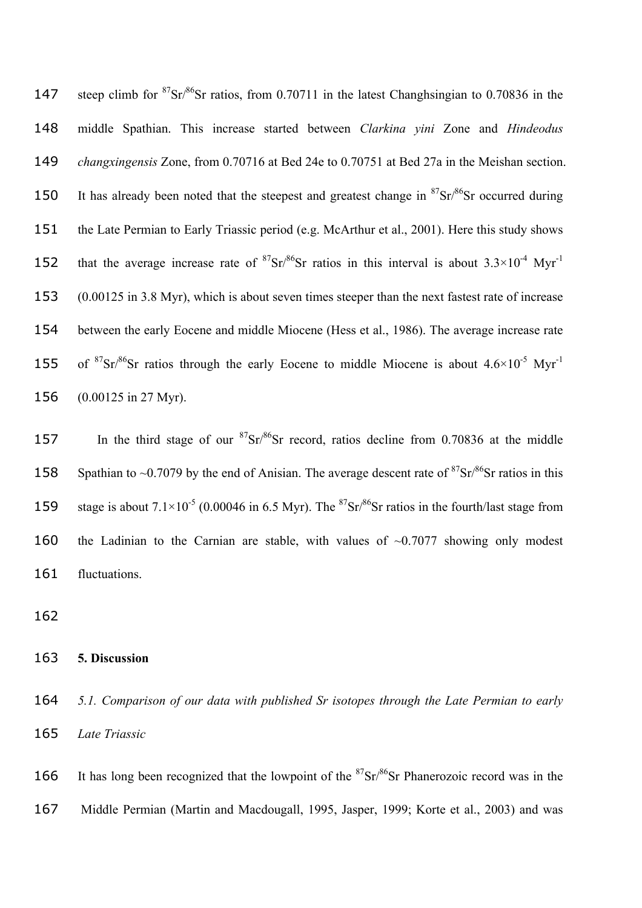steep climb for $^{87}Sr/^{86}Sr$ ratios, from 0.70711 in the latest Changhsingian to 0.70836 in the middle Spathian. This increase started between *Clarkina yini* Zone and *Hindeodus changxingensis* Zone, from 0.70716 at Bed 24e to 0.70751 at Bed 27a in the Meishan section. It has already been noted that the steepest and greatest change in $^{87}Sr/^{86}Sr$ occurred during the Late Permian to Early Triassic period (e.g. McArthur et al., 2001). Here this study shows that the average increase rate of $^{87}Sr/^{86}Sr$ ratios in this interval is about $3.3\times10^{-4}$ $Myr^{-1}$ (0.00125 in 3.8 Myr), which is about seven times steeper than the next fastest rate of increase between the early Eocene and middle Miocene (Hess et al., 1986). The average increase rate of $^{87}Sr/^{86}Sr$ ratios through the early Eocene to middle Miocene is about $4.6\times10^{-5}$ $Myr^{-1}$ (0.00125 in 27 Myr).

In the third stage of our $^{87}Sr/^{86}Sr$ record, ratios decline from 0.70836 at the middle Spathian to ~0.7079 by the end of Anisian. The average descent rate of $^{87}Sr/^{86}Sr$ ratios in this stage is about $7.1\times10^{-5}$ (0.00046 in 6.5 Myr). The $^{87}Sr/^{86}Sr$ ratios in the fourth/last stage from the Ladinian to the Carnian are stable, with values of ~0.7077 showing only modest fluctuations.

## 5. Discussion

### *5.1. Comparison of our data with published Sr isotopes through the Late Permian to early Late Triassic*

It has long been recognized that the lowpoint of the $^{87}Sr/^{86}Sr$ Phanerozoic record was in the Middle Permian (Martin and Macdougall, 1995, Jasper, 1999; Korte et al., 2003) and was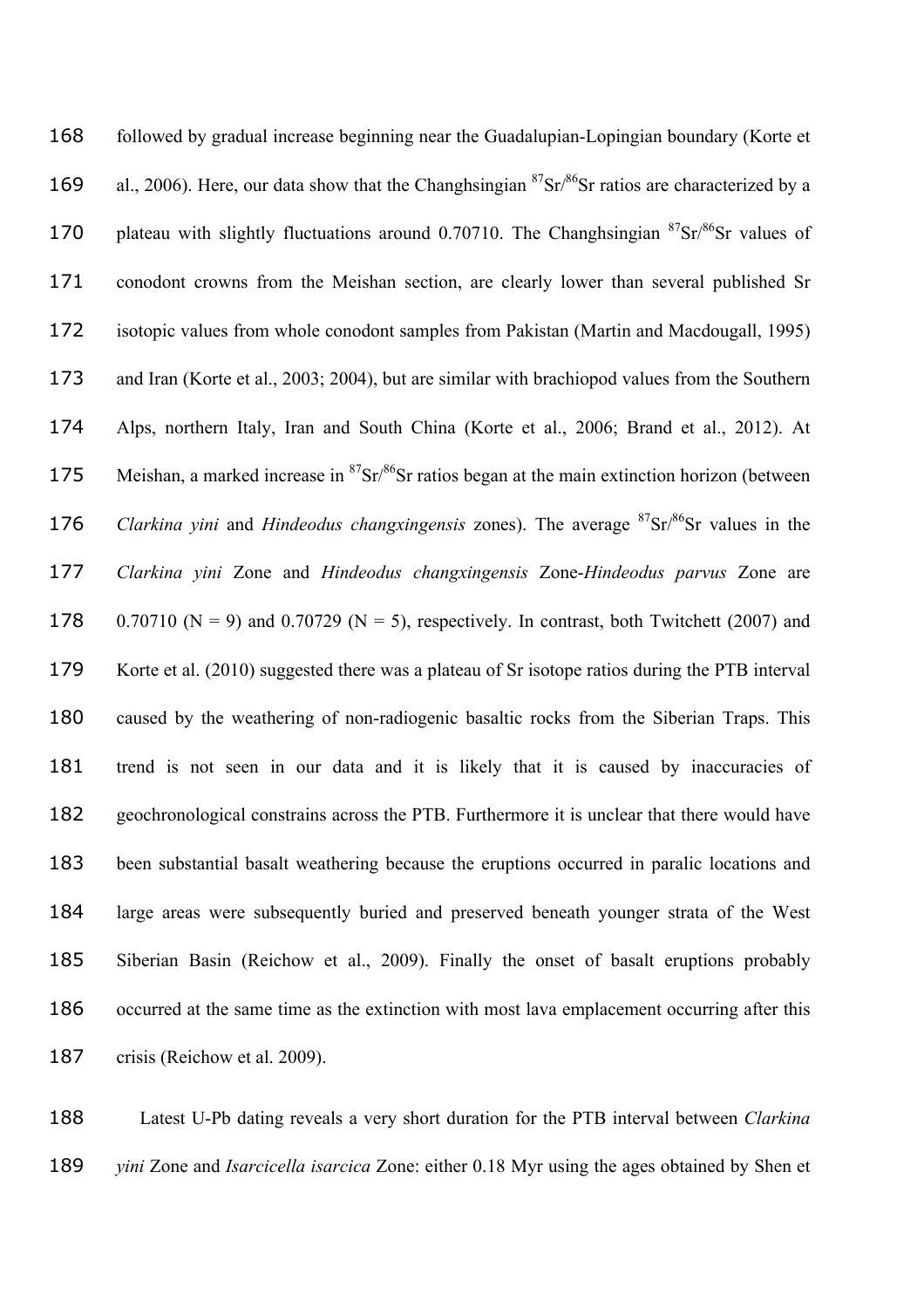followed by gradual increase beginning near the Guadalupian-Lopingian boundary (Korte et al., 2006). Here, our data show that the Changhsingian $^{87}Sr/^{86}Sr$ ratios are characterized by a plateau with slightly fluctuations around 0.70710. The Changhsingian $^{87}Sr/^{86}Sr$ values of conodont crowns from the Meishan section, are clearly lower than several published Sr isotopic values from whole conodont samples from Pakistan (Martin and Macdougall, 1995) and Iran (Korte et al., 2003; 2004), but are similar with brachiopod values from the Southern Alps, northern Italy, Iran and South China (Korte et al., 2006; Brand et al., 2012). At Meishan, a marked increase in $^{87}Sr/^{86}Sr$ ratios began at the main extinction horizon (between *Clarkina yini* and *Hindeodus changxingensis* zones). The average $^{87}Sr/^{86}Sr$ values in the *Clarkina yini* Zone and *Hindeodus changxingensis* Zone-*Hindeodus parvus* Zone are 0.70710 (N = 9) and 0.70729 (N = 5), respectively. In contrast, both Twitchett (2007) and Korte et al. (2010) suggested there was a plateau of Sr isotope ratios during the PTB interval caused by the weathering of non-radiogenic basaltic rocks from the Siberian Traps. This trend is not seen in our data and it is likely that it is caused by inaccuracies of geochronological constrains across the PTB. Furthermore it is unclear that there would have been substantial basalt weathering because the eruptions occurred in paralic locations and large areas were subsequently buried and preserved beneath younger strata of the West Siberian Basin (Reichow et al., 2009). Finally the onset of basalt eruptions probably occurred at the same time as the extinction with most lava emplacement occurring after this crisis (Reichow et al. 2009).

Latest U-Pb dating reveals a very short duration for the PTB interval between *Clarkina yini* Zone and *Isarcicella isarcica* Zone: either 0.18 Myr using the ages obtained by Shen et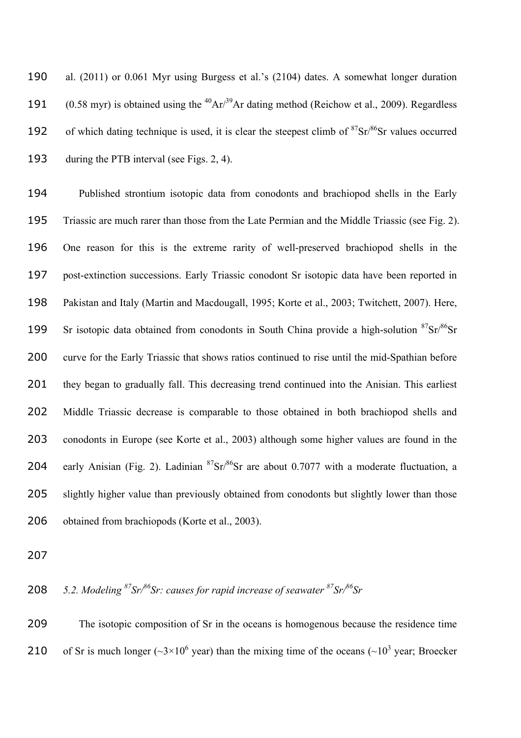al. (2011) or 0.061 Myr using Burgess et al.'s (2104) dates. A somewhat longer duration (0.58 myr) is obtained using the $^{40}Ar/^{39}Ar$ dating method (Reichow et al., 2009). Regardless of which dating technique is used, it is clear the steepest climb of $^{87}Sr/^{86}Sr$ values occurred during the PTB interval (see Figs. 2, 4).

Published strontium isotopic data from conodonts and brachiopod shells in the Early Triassic are much rarer than those from the Late Permian and the Middle Triassic (see Fig. 2). One reason for this is the extreme rarity of well-preserved brachiopod shells in the post-extinction successions. Early Triassic conodont Sr isotopic data have been reported in Pakistan and Italy (Martin and Macdougall, 1995; Korte et al., 2003; Twitchett, 2007). Here, Sr isotopic data obtained from conodonts in South China provide a high-solution $^{87}Sr/^{86}Sr$ curve for the Early Triassic that shows ratios continued to rise until the mid-Spathian before they began to gradually fall. This decreasing trend continued into the Anisian. This earliest Middle Triassic decrease is comparable to those obtained in both brachiopod shells and conodonts in Europe (see Korte et al., 2003) although some higher values are found in the early Anisian (Fig. 2). Ladinian $^{87}Sr/^{86}Sr$ are about 0.7077 with a moderate fluctuation, a slightly higher value than previously obtained from conodonts but slightly lower than those obtained from brachiopods (Korte et al., 2003).

### *5.2. Modeling $^{87}Sr/^{86}Sr$: causes for rapid increase of seawater $^{87}Sr/^{86}Sr$*

The isotopic composition of Sr in the oceans is homogenous because the residence time of Sr is much longer (~$3\times10^6$ year) than the mixing time of the oceans (~$10^3$ year; Broecker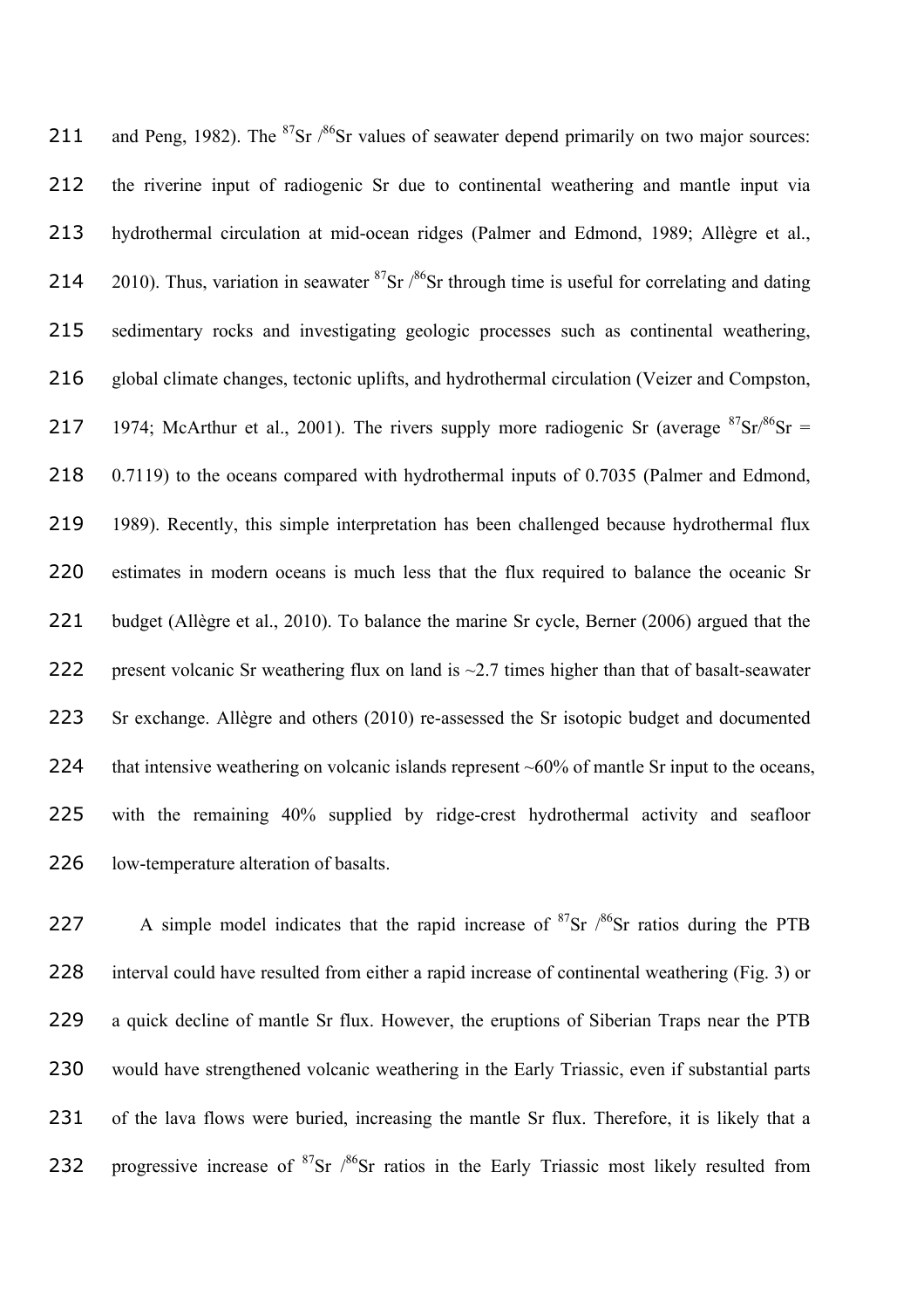and Peng, 1982). The $^{87}Sr/^{86}Sr$ values of seawater depend primarily on two major sources: the riverine input of radiogenic Sr due to continental weathering and mantle input via hydrothermal circulation at mid-ocean ridges (Palmer and Edmond, 1989; Allègre et al., 2010). Thus, variation in seawater $^{87}Sr/^{86}Sr$ through time is useful for correlating and dating sedimentary rocks and investigating geologic processes such as continental weathering, global climate changes, tectonic uplifts, and hydrothermal circulation (Veizer and Compston, 1974; McArthur et al., 2001). The rivers supply more radiogenic Sr (average $^{87}Sr/^{86}Sr$ = 0.7119) to the oceans compared with hydrothermal inputs of 0.7035 (Palmer and Edmond, 1989). Recently, this simple interpretation has been challenged because hydrothermal flux estimates in modern oceans is much less that the flux required to balance the oceanic Sr budget (Allègre et al., 2010). To balance the marine Sr cycle, Berner (2006) argued that the present volcanic Sr weathering flux on land is ~2.7 times higher than that of basalt-seawater Sr exchange. Allègre and others (2010) re-assessed the Sr isotopic budget and documented that intensive weathering on volcanic islands represent ~60% of mantle Sr input to the oceans, with the remaining 40% supplied by ridge-crest hydrothermal activity and seafloor low-temperature alteration of basalts.

A simple model indicates that the rapid increase of $^{87}Sr/^{86}Sr$ ratios during the PTB interval could have resulted from either a rapid increase of continental weathering (Fig. 3) or a quick decline of mantle Sr flux. However, the eruptions of Siberian Traps near the PTB would have strengthened volcanic weathering in the Early Triassic, even if substantial parts of the lava flows were buried, increasing the mantle Sr flux. Therefore, it is likely that a progressive increase of $^{87}Sr/^{86}Sr$ ratios in the Early Triassic most likely resulted from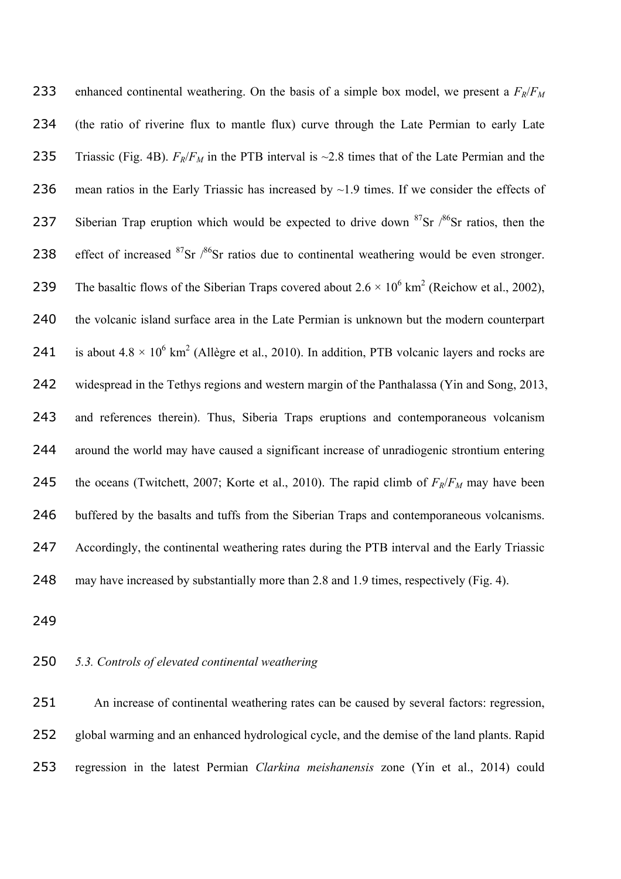enhanced continental weathering. On the basis of a simple box model, we present a $F_R/F_M$ (the ratio of riverine flux to mantle flux) curve through the Late Permian to early Late Triassic (Fig. 4B). $F_R/F_M$ in the PTB interval is ~2.8 times that of the Late Permian and the mean ratios in the Early Triassic has increased by ~1.9 times. If we consider the effects of Siberian Trap eruption which would be expected to drive down $^{87}Sr/^{86}Sr$ ratios, then the effect of increased $^{87}Sr/^{86}Sr$ ratios due to continental weathering would be even stronger. The basaltic flows of the Siberian Traps covered about $2.6 \times 10^6$ km$^2$ (Reichow et al., 2002), the volcanic island surface area in the Late Permian is unknown but the modern counterpart is about $4.8 \times 10^6$ km$^2$ (Allègre et al., 2010). In addition, PTB volcanic layers and rocks are widespread in the Tethys regions and western margin of the Panthalassa (Yin and Song, 2013, and references therein). Thus, Siberia Traps eruptions and contemporaneous volcanism around the world may have caused a significant increase of unradiogenic strontium entering the oceans (Twitchett, 2007; Korte et al., 2010). The rapid climb of $F_R/F_M$ may have been buffered by the basalts and tuffs from the Siberian Traps and contemporaneous volcanisms. Accordingly, the continental weathering rates during the PTB interval and the Early Triassic may have increased by substantially more than 2.8 and 1.9 times, respectively (Fig. 4).

### *5.3. Controls of elevated continental weathering*

An increase of continental weathering rates can be caused by several factors: regression, global warming and an enhanced hydrological cycle, and the demise of the land plants. Rapid regression in the latest Permian *Clarkina meishanensis* zone (Yin et al., 2014) could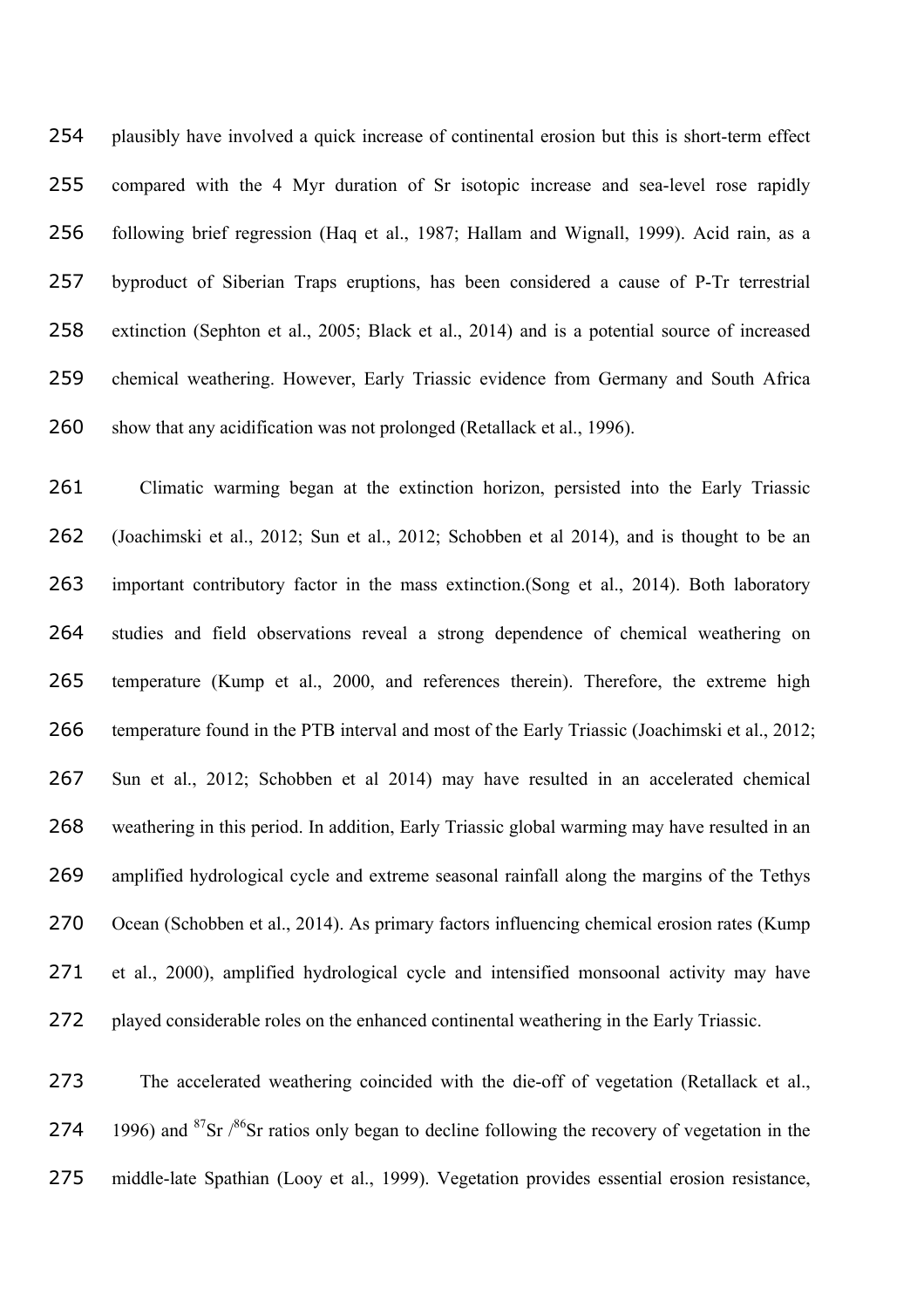plausibly have involved a quick increase of continental erosion but this is short-term effect compared with the 4 Myr duration of Sr isotopic increase and sea-level rose rapidly following brief regression (Haq et al., 1987; Hallam and Wignall, 1999). Acid rain, as a byproduct of Siberian Traps eruptions, has been considered a cause of P-Tr terrestrial extinction (Sephton et al., 2005; Black et al., 2014) and is a potential source of increased chemical weathering. However, Early Triassic evidence from Germany and South Africa show that any acidification was not prolonged (Retallack et al., 1996).

Climatic warming began at the extinction horizon, persisted into the Early Triassic (Joachimski et al., 2012; Sun et al., 2012; Schobben et al 2014), and is thought to be an important contributory factor in the mass extinction.(Song et al., 2014). Both laboratory studies and field observations reveal a strong dependence of chemical weathering on temperature (Kump et al., 2000, and references therein). Therefore, the extreme high temperature found in the PTB interval and most of the Early Triassic (Joachimski et al., 2012; Sun et al., 2012; Schobben et al 2014) may have resulted in an accelerated chemical weathering in this period. In addition, Early Triassic global warming may have resulted in an amplified hydrological cycle and extreme seasonal rainfall along the margins of the Tethys Ocean (Schobben et al., 2014). As primary factors influencing chemical erosion rates (Kump et al., 2000), amplified hydrological cycle and intensified monsoonal activity may have played considerable roles on the enhanced continental weathering in the Early Triassic.

The accelerated weathering coincided with the die-off of vegetation (Retallack et al., 1996) and $^{87}Sr/^{86}Sr$ ratios only began to decline following the recovery of vegetation in the middle-late Spathian (Looy et al., 1999). Vegetation provides essential erosion resistance,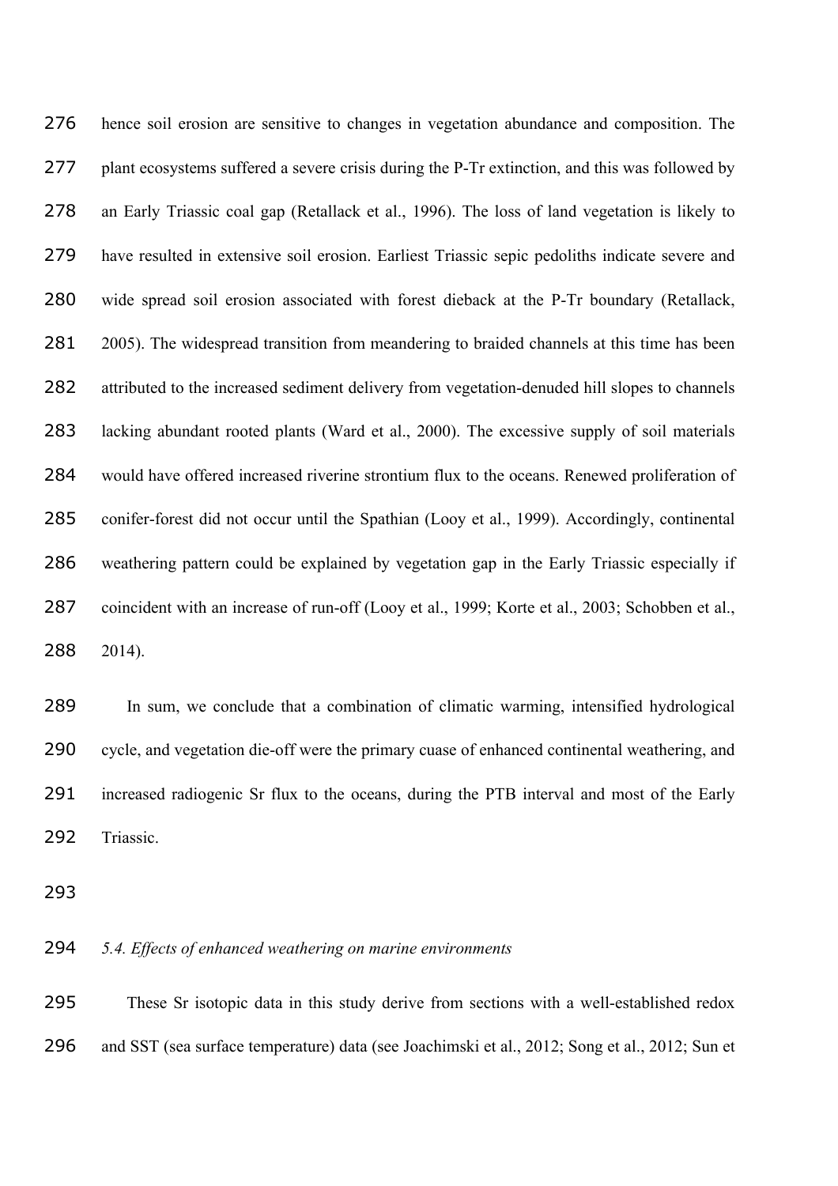hence soil erosion are sensitive to changes in vegetation abundance and composition. The plant ecosystems suffered a severe crisis during the P-Tr extinction, and this was followed by an Early Triassic coal gap (Retallack et al., 1996). The loss of land vegetation is likely to have resulted in extensive soil erosion. Earliest Triassic sepic pedoliths indicate severe and wide spread soil erosion associated with forest dieback at the P-Tr boundary (Retallack, 2005). The widespread transition from meandering to braided channels at this time has been attributed to the increased sediment delivery from vegetation-denuded hill slopes to channels lacking abundant rooted plants (Ward et al., 2000). The excessive supply of soil materials would have offered increased riverine strontium flux to the oceans. Renewed proliferation of conifer-forest did not occur until the Spathian (Looy et al., 1999). Accordingly, continental weathering pattern could be explained by vegetation gap in the Early Triassic especially if coincident with an increase of run-off (Looy et al., 1999; Korte et al., 2003; Schobben et al., 2014).

In sum, we conclude that a combination of climatic warming, intensified hydrological cycle, and vegetation die-off were the primary cuase of enhanced continental weathering, and increased radiogenic Sr flux to the oceans, during the PTB interval and most of the Early Triassic.

### *5.4. Effects of enhanced weathering on marine environments*

These Sr isotopic data in this study derive from sections with a well-established redox and SST (sea surface temperature) data (see Joachimski et al., 2012; Song et al., 2012; Sun et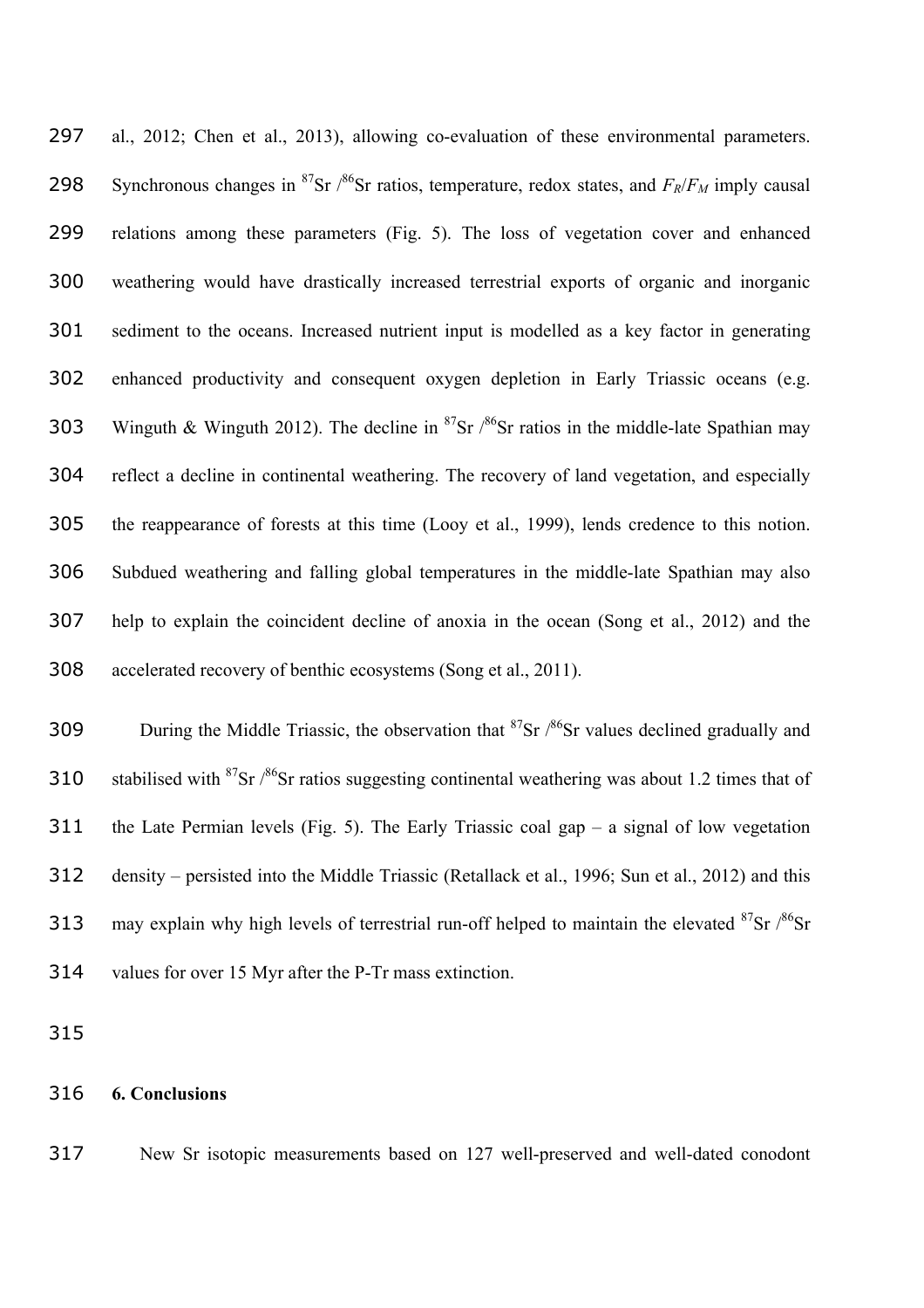al., 2012; Chen et al., 2013), allowing co-evaluation of these environmental parameters. Synchronous changes in $^{87}Sr/^{86}Sr$ ratios, temperature, redox states, and $F_R/F_M$ imply causal relations among these parameters (Fig. 5). The loss of vegetation cover and enhanced weathering would have drastically increased terrestrial exports of organic and inorganic sediment to the oceans. Increased nutrient input is modelled as a key factor in generating enhanced productivity and consequent oxygen depletion in Early Triassic oceans (e.g. Winguth & Winguth 2012). The decline in $^{87}Sr/^{86}Sr$ ratios in the middle-late Spathian may reflect a decline in continental weathering. The recovery of land vegetation, and especially the reappearance of forests at this time (Looy et al., 1999), lends credence to this notion. Subdued weathering and falling global temperatures in the middle-late Spathian may also help to explain the coincident decline of anoxia in the ocean (Song et al., 2012) and the accelerated recovery of benthic ecosystems (Song et al., 2011).

During the Middle Triassic, the observation that $^{87}Sr/^{86}Sr$ values declined gradually and stabilised with $^{87}Sr/^{86}Sr$ ratios suggesting continental weathering was about 1.2 times that of the Late Permian levels (Fig. 5). The Early Triassic coal gap – a signal of low vegetation density – persisted into the Middle Triassic (Retallack et al., 1996; Sun et al., 2012) and this may explain why high levels of terrestrial run-off helped to maintain the elevated $^{87}Sr/^{86}Sr$ values for over 15 Myr after the P-Tr mass extinction.

## 6. Conclusions

New Sr isotopic measurements based on 127 well-preserved and well-dated conodont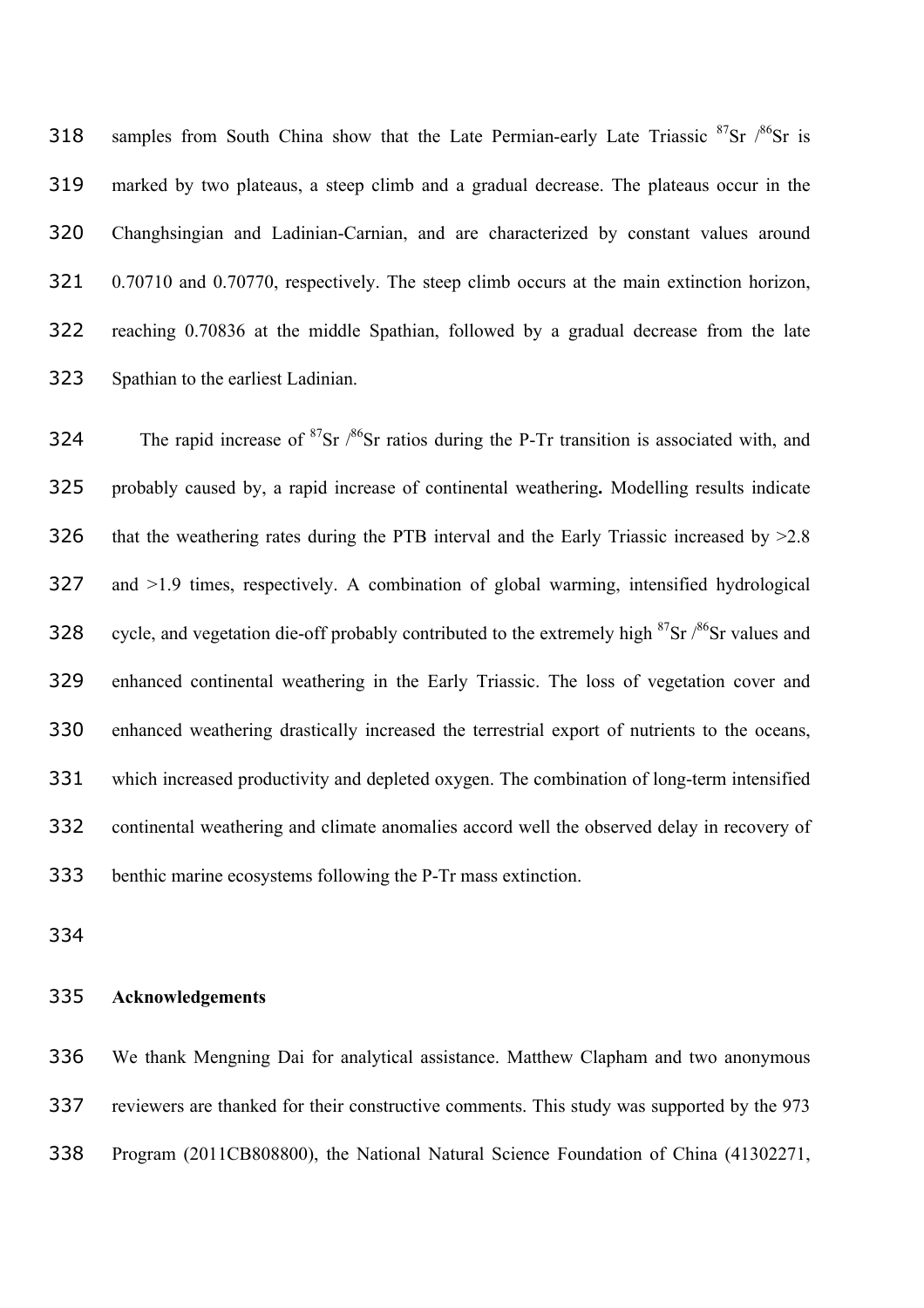samples from South China show that the Late Permian-early Late Triassic $^{87}Sr/^{86}Sr$ is marked by two plateaus, a steep climb and a gradual decrease. The plateaus occur in the Changhsingian and Ladinian-Carnian, and are characterized by constant values around 0.70710 and 0.70770, respectively. The steep climb occurs at the main extinction horizon, reaching 0.70836 at the middle Spathian, followed by a gradual decrease from the late Spathian to the earliest Ladinian.

The rapid increase of $^{87}Sr/^{86}Sr$ ratios during the P-Tr transition is associated with, and probably caused by, a rapid increase of continental weathering**.** Modelling results indicate that the weathering rates during the PTB interval and the Early Triassic increased by >2.8 and >1.9 times, respectively. A combination of global warming, intensified hydrological cycle, and vegetation die-off probably contributed to the extremely high $^{87}Sr/^{86}Sr$ values and enhanced continental weathering in the Early Triassic. The loss of vegetation cover and enhanced weathering drastically increased the terrestrial export of nutrients to the oceans, which increased productivity and depleted oxygen. The combination of long-term intensified continental weathering and climate anomalies accord well the observed delay in recovery of benthic marine ecosystems following the P-Tr mass extinction.

## Acknowledgements

We thank Mengning Dai for analytical assistance. Matthew Clapham and two anonymous reviewers are thanked for their constructive comments. This study was supported by the 973 Program (2011CB808800), the National Natural Science Foundation of China (41302271,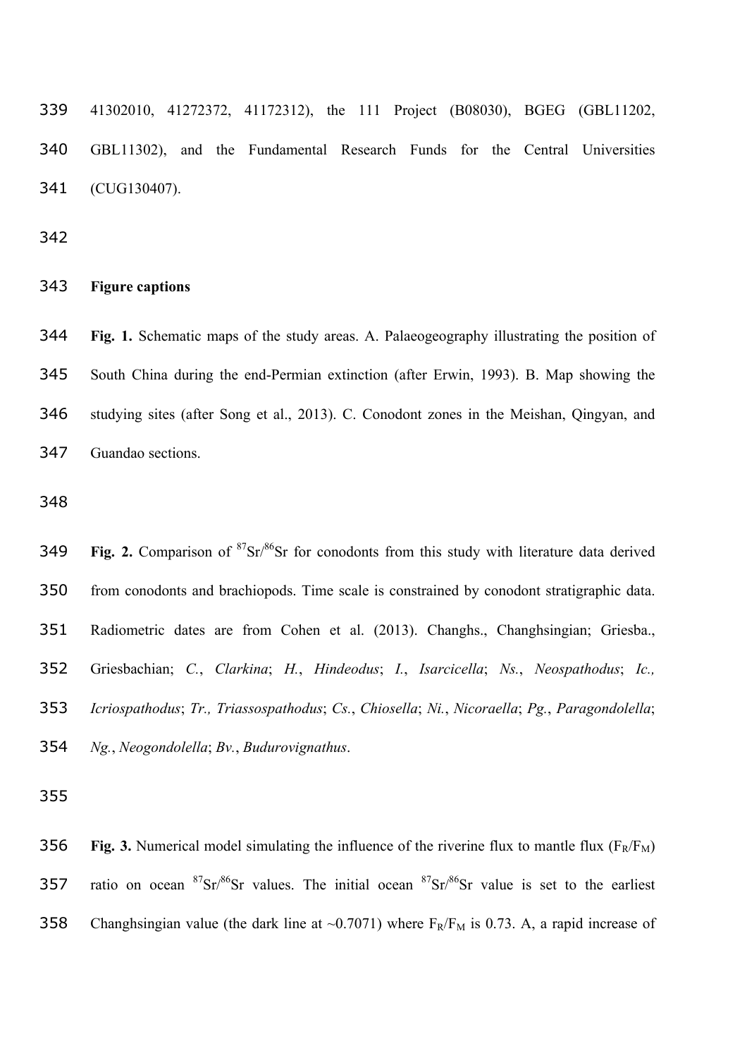41302010, 41272372, 41172312), the 111 Project (B08030), BGEG (GBL11202, GBL11302), and the Fundamental Research Funds for the Central Universities (CUG130407).

## Figure captions

**Fig. 1.** Schematic maps of the study areas. A. Palaeogeography illustrating the position of South China during the end-Permian extinction (after Erwin, 1993). B. Map showing the studying sites (after Song et al., 2013). C. Conodont zones in the Meishan, Qingyan, and Guandao sections.

**Fig. 2.** Comparison of $^{87}Sr/^{86}Sr$ for conodonts from this study with literature data derived from conodonts and brachiopods. Time scale is constrained by conodont stratigraphic data. Radiometric dates are from Cohen et al. (2013). Changhs., Changhsingian; Griesba., Griesbachian; *C.*, *Clarkina*; *H.*, *Hindeodus*; *I.*, *Isarcicella*; *Ns.*, *Neospathodus*; *Ic., Icriospathodus*; *Tr., Triassospathodus*; *Cs.*, *Chiosella*; *Ni.*, *Nicoraella*; *Pg.*, *Paragondolella*; *Ng.*, *Neogondolella*; *Bv.*, *Budurovignathus*.

**Fig. 3.** Numerical model simulating the influence of the riverine flux to mantle flux ($F_R/F_M$) ratio on ocean $^{87}Sr/^{86}Sr$ values. The initial ocean $^{87}Sr/^{86}Sr$ value is set to the earliest Changhsingian value (the dark line at ~0.7071) where $F_R/F_M$ is 0.73. A, a rapid increase of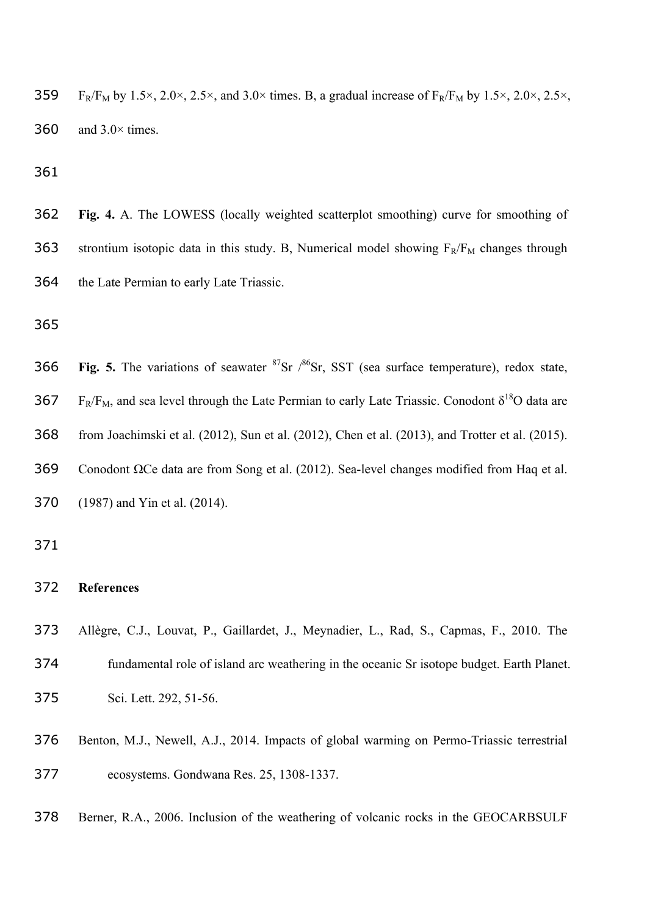$F_R/F_M$ by 1.5×, 2.0×, 2.5×, and 3.0× times. B, a gradual increase of $F_R/F_M$ by 1.5×, 2.0×, 2.5×, and 3.0× times.

**Fig. 4.** A. The LOWESS (locally weighted scatterplot smoothing) curve for smoothing of strontium isotopic data in this study. B, Numerical model showing $F_R/F_M$ changes through the Late Permian to early Late Triassic.

**Fig. 5.** The variations of seawater $^{87}Sr/^{86}Sr$, SST (sea surface temperature), redox state, $F_R/F_M$, and sea level through the Late Permian to early Late Triassic. Conodont $\delta^{18}O$ data are from Joachimski et al. (2012), Sun et al. (2012), Chen et al. (2013), and Trotter et al. (2015). Conodont ΩCe data are from Song et al. (2012). Sea-level changes modified from Haq et al. (1987) and Yin et al. (2014).

## References

Allègre, C.J., Louvat, P., Gaillardet, J., Meynadier, L., Rad, S., Capmas, F., 2010. The fundamental role of island arc weathering in the oceanic Sr isotope budget. Earth Planet. Sci. Lett. 292, 51-56.

Benton, M.J., Newell, A.J., 2014. Impacts of global warming on Permo-Triassic terrestrial ecosystems. Gondwana Res. 25, 1308-1337.

Berner, R.A., 2006. Inclusion of the weathering of volcanic rocks in the GEOCARBSULF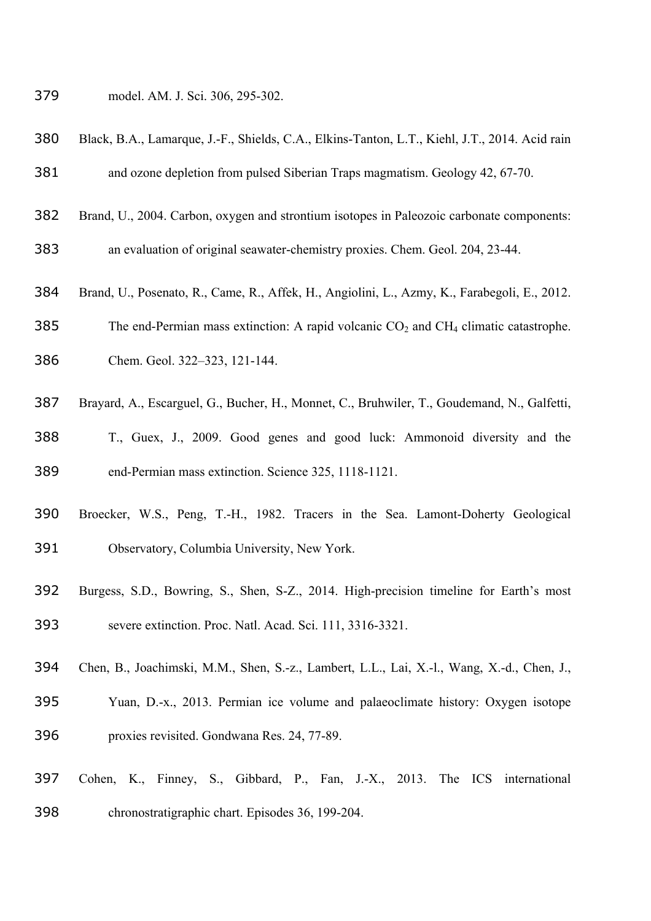model. AM. J. Sci. 306, 295-302.

Black, B.A., Lamarque, J.-F., Shields, C.A., Elkins-Tanton, L.T., Kiehl, J.T., 2014. Acid rain and ozone depletion from pulsed Siberian Traps magmatism. Geology 42, 67-70.

Brand, U., 2004. Carbon, oxygen and strontium isotopes in Paleozoic carbonate components: an evaluation of original seawater-chemistry proxies. Chem. Geol. 204, 23-44.

Brand, U., Posenato, R., Came, R., Affek, H., Angiolini, L., Azmy, K., Farabegoli, E., 2012. The end-Permian mass extinction: A rapid volcanic $CO_2$ and $CH_4$ climatic catastrophe. Chem. Geol. 322–323, 121-144.

Brayard, A., Escarguel, G., Bucher, H., Monnet, C., Bruhwiler, T., Goudemand, N., Galfetti, T., Guex, J., 2009. Good genes and good luck: Ammonoid diversity and the end-Permian mass extinction. Science 325, 1118-1121.

Broecker, W.S., Peng, T.-H., 1982. Tracers in the Sea. Lamont-Doherty Geological Observatory, Columbia University, New York.

Burgess, S.D., Bowring, S., Shen, S-Z., 2014. High-precision timeline for Earth's most severe extinction. Proc. Natl. Acad. Sci. 111, 3316-3321.

Chen, B., Joachimski, M.M., Shen, S.-z., Lambert, L.L., Lai, X.-l., Wang, X.-d., Chen, J., Yuan, D.-x., 2013. Permian ice volume and palaeoclimate history: Oxygen isotope proxies revisited. Gondwana Res. 24, 77-89.

Cohen, K., Finney, S., Gibbard, P., Fan, J.-X., 2013. The ICS international chronostratigraphic chart. Episodes 36, 199-204.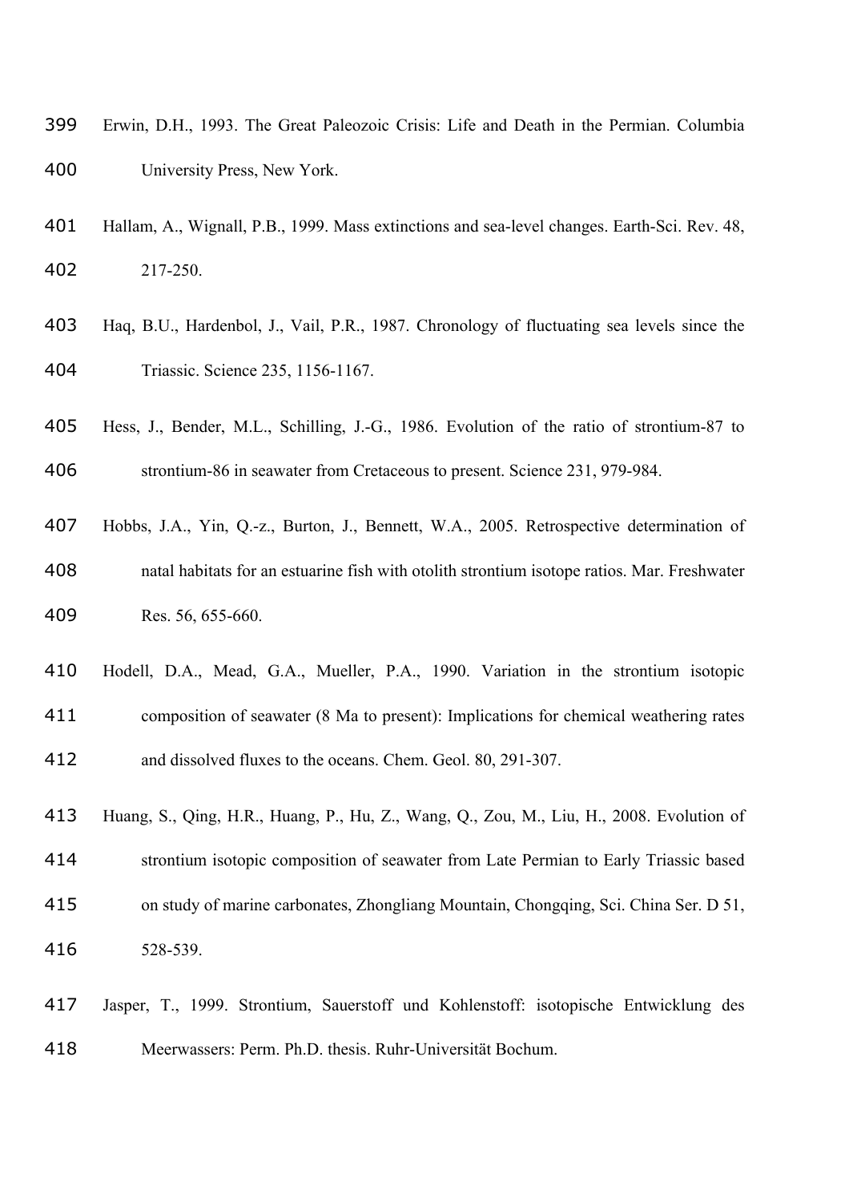Erwin, D.H., 1993. The Great Paleozoic Crisis: Life and Death in the Permian. Columbia University Press, New York.

Hallam, A., Wignall, P.B., 1999. Mass extinctions and sea-level changes. Earth-Sci. Rev. 48, 217-250.

Haq, B.U., Hardenbol, J., Vail, P.R., 1987. Chronology of fluctuating sea levels since the Triassic. Science 235, 1156-1167.

Hess, J., Bender, M.L., Schilling, J.-G., 1986. Evolution of the ratio of strontium-87 to strontium-86 in seawater from Cretaceous to present. Science 231, 979-984.

Hobbs, J.A., Yin, Q.-z., Burton, J., Bennett, W.A., 2005. Retrospective determination of natal habitats for an estuarine fish with otolith strontium isotope ratios. Mar. Freshwater Res. 56, 655-660.

Hodell, D.A., Mead, G.A., Mueller, P.A., 1990. Variation in the strontium isotopic composition of seawater (8 Ma to present): Implications for chemical weathering rates and dissolved fluxes to the oceans. Chem. Geol. 80, 291-307.

Huang, S., Qing, H.R., Huang, P., Hu, Z., Wang, Q., Zou, M., Liu, H., 2008. Evolution of strontium isotopic composition of seawater from Late Permian to Early Triassic based on study of marine carbonates, Zhongliang Mountain, Chongqing, Sci. China Ser. D 51, 528-539.

Jasper, T., 1999. Strontium, Sauerstoff und Kohlenstoff: isotopische Entwicklung des Meerwassers: Perm. Ph.D. thesis. Ruhr-Universität Bochum.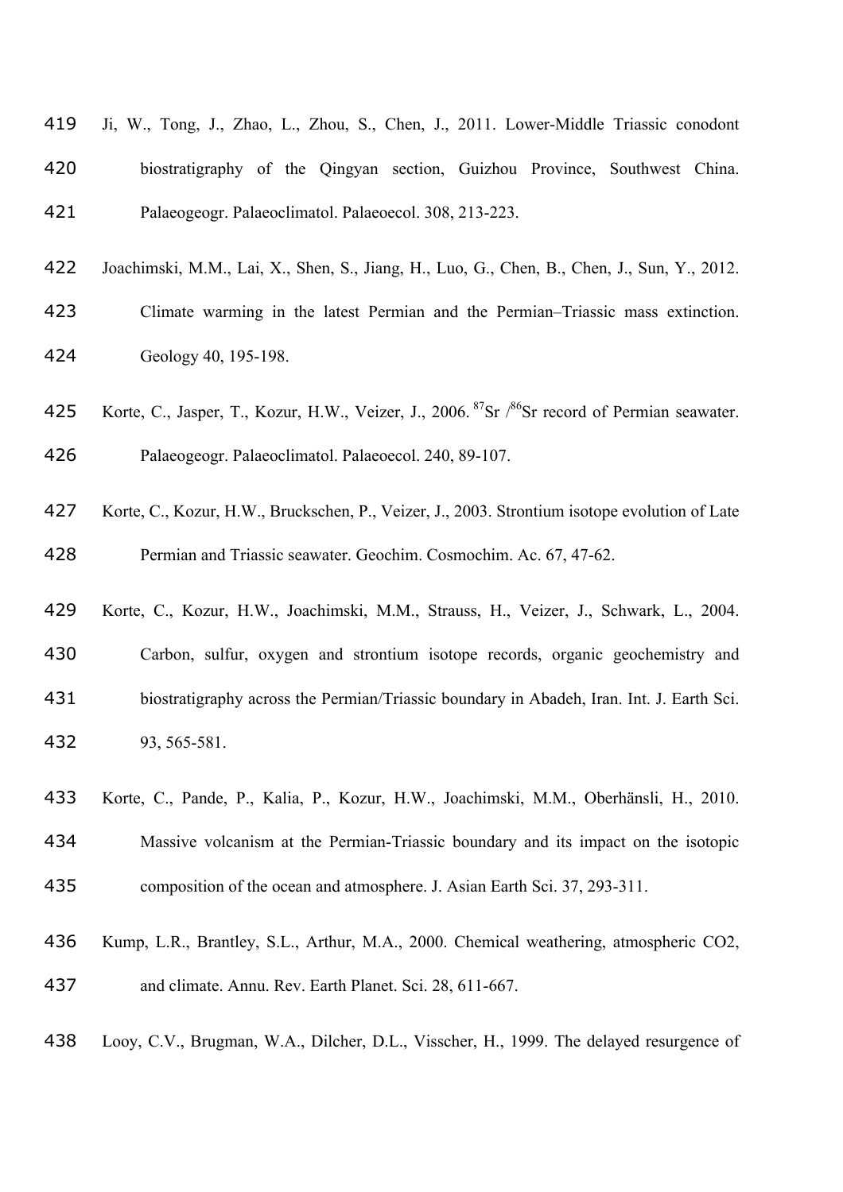Ji, W., Tong, J., Zhao, L., Zhou, S., Chen, J., 2011. Lower-Middle Triassic conodont biostratigraphy of the Qingyan section, Guizhou Province, Southwest China. Palaeogeogr. Palaeoclimatol. Palaeoecol. 308, 213-223.

Joachimski, M.M., Lai, X., Shen, S., Jiang, H., Luo, G., Chen, B., Chen, J., Sun, Y., 2012. Climate warming in the latest Permian and the Permian–Triassic mass extinction. Geology 40, 195-198.

Korte, C., Jasper, T., Kozur, H.W., Veizer, J., 2006. $^{87}Sr/^{86}Sr$ record of Permian seawater. Palaeogeogr. Palaeoclimatol. Palaeoecol. 240, 89-107.

Korte, C., Kozur, H.W., Bruckschen, P., Veizer, J., 2003. Strontium isotope evolution of Late Permian and Triassic seawater. Geochim. Cosmochim. Ac. 67, 47-62.

Korte, C., Kozur, H.W., Joachimski, M.M., Strauss, H., Veizer, J., Schwark, L., 2004. Carbon, sulfur, oxygen and strontium isotope records, organic geochemistry and biostratigraphy across the Permian/Triassic boundary in Abadeh, Iran. Int. J. Earth Sci. 93, 565-581.

Korte, C., Pande, P., Kalia, P., Kozur, H.W., Joachimski, M.M., Oberhänsli, H., 2010. Massive volcanism at the Permian-Triassic boundary and its impact on the isotopic composition of the ocean and atmosphere. J. Asian Earth Sci. 37, 293-311.

Kump, L.R., Brantley, S.L., Arthur, M.A., 2000. Chemical weathering, atmospheric CO2, and climate. Annu. Rev. Earth Planet. Sci. 28, 611-667.

Looy, C.V., Brugman, W.A., Dilcher, D.L., Visscher, H., 1999. The delayed resurgence of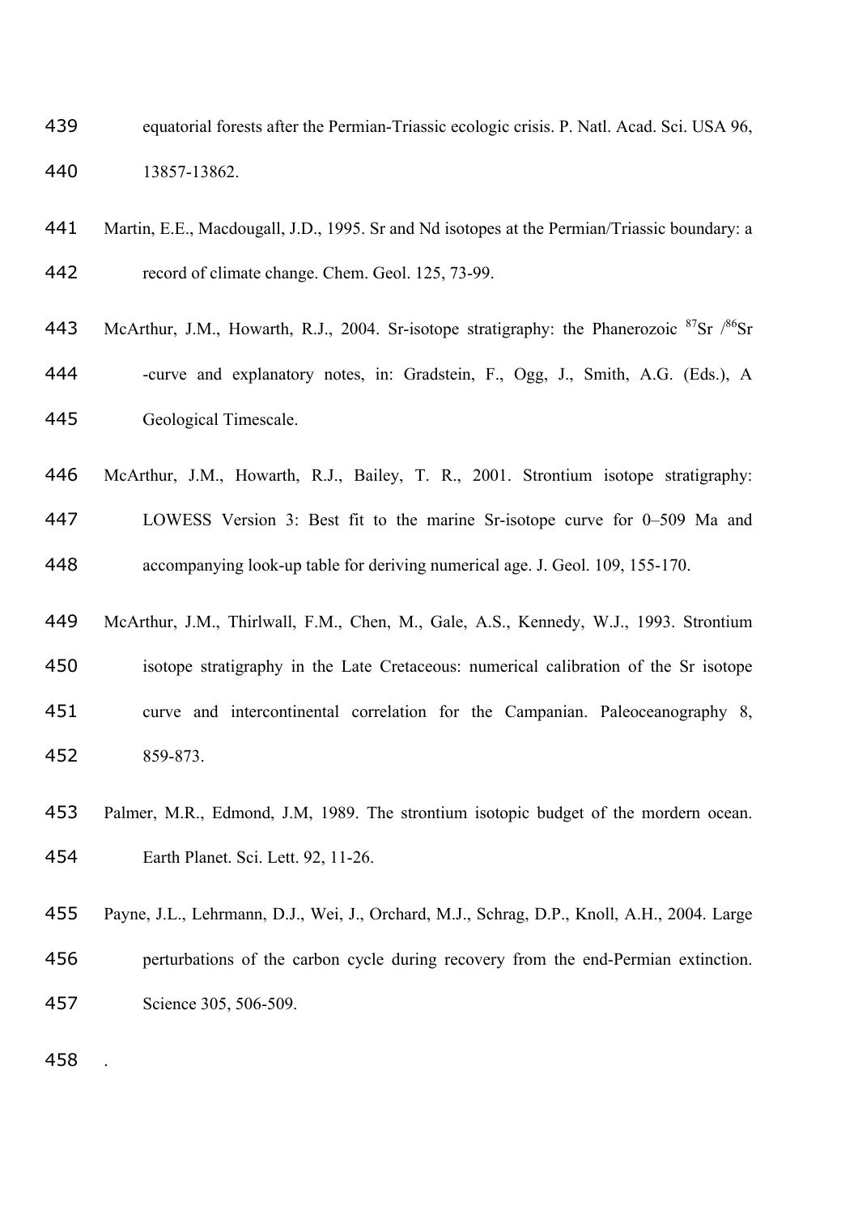equatorial forests after the Permian-Triassic ecologic crisis. P. Natl. Acad. Sci. USA 96, 13857-13862.

Martin, E.E., Macdougall, J.D., 1995. Sr and Nd isotopes at the Permian/Triassic boundary: a record of climate change. Chem. Geol. 125, 73-99.

McArthur, J.M., Howarth, R.J., 2004. Sr-isotope stratigraphy: the Phanerozoic $^{87}Sr$ /$^{86}Sr$ -curve and explanatory notes, in: Gradstein, F., Ogg, J., Smith, A.G. (Eds.), A Geological Timescale.

McArthur, J.M., Howarth, R.J., Bailey, T. R., 2001. Strontium isotope stratigraphy: LOWESS Version 3: Best fit to the marine Sr-isotope curve for 0–509 Ma and accompanying look-up table for deriving numerical age. J. Geol. 109, 155-170.

McArthur, J.M., Thirlwall, F.M., Chen, M., Gale, A.S., Kennedy, W.J., 1993. Strontium isotope stratigraphy in the Late Cretaceous: numerical calibration of the Sr isotope curve and intercontinental correlation for the Campanian. Paleoceanography 8, 859-873.

Palmer, M.R., Edmond, J.M, 1989. The strontium isotopic budget of the mordern ocean. Earth Planet. Sci. Lett. 92, 11-26.

Payne, J.L., Lehrmann, D.J., Wei, J., Orchard, M.J., Schrag, D.P., Knoll, A.H., 2004. Large perturbations of the carbon cycle during recovery from the end-Permian extinction. Science 305, 506-509.

.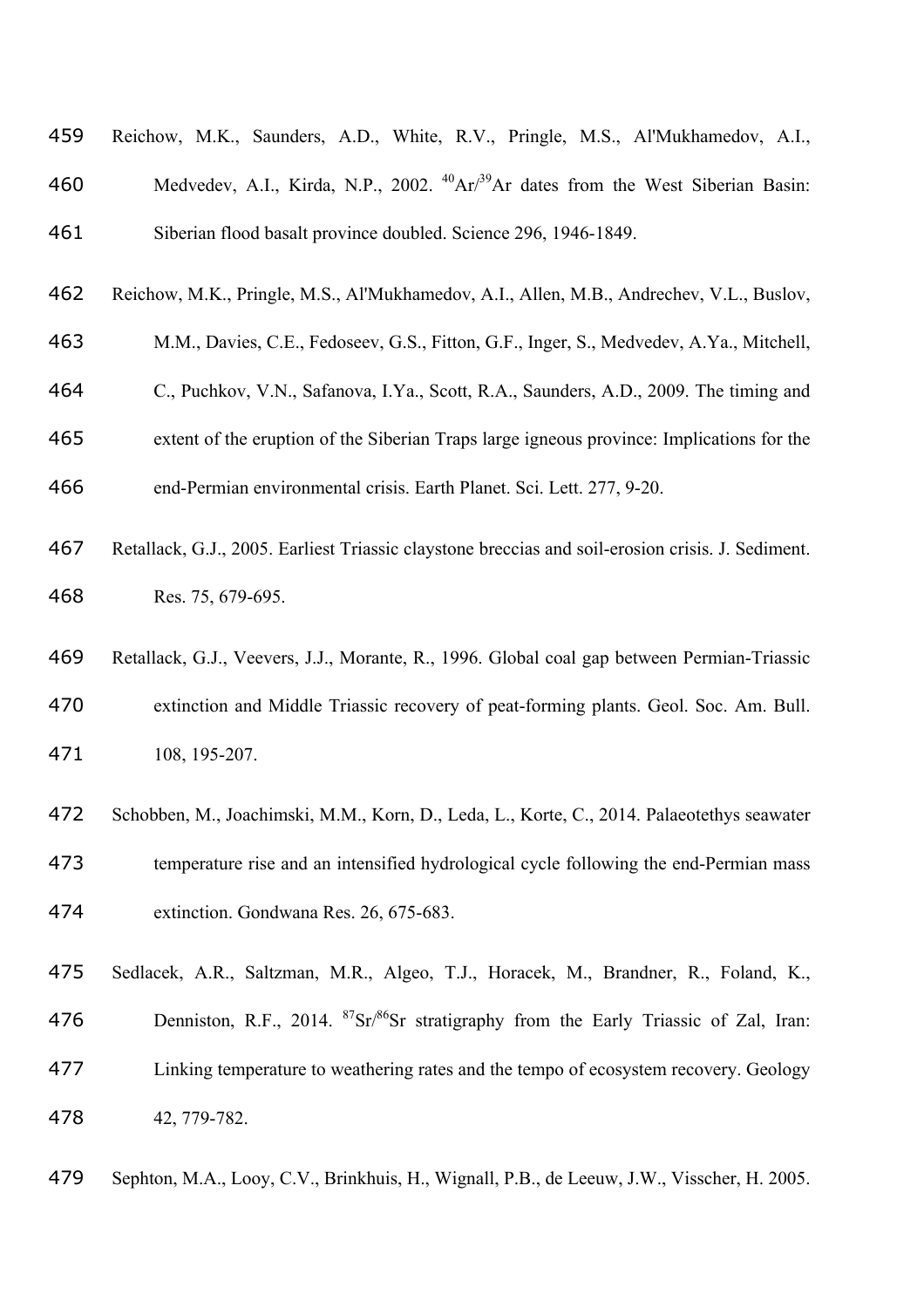Reichow, M.K., Saunders, A.D., White, R.V., Pringle, M.S., Al'Mukhamedov, A.I., Medvedev, A.I., Kirda, N.P., 2002. $^{40}Ar/^{39}Ar$ dates from the West Siberian Basin: Siberian flood basalt province doubled. Science 296, 1946-1849.

Reichow, M.K., Pringle, M.S., Al'Mukhamedov, A.I., Allen, M.B., Andrechev, V.L., Buslov, M.M., Davies, C.E., Fedoseev, G.S., Fitton, G.F., Inger, S., Medvedev, A.Ya., Mitchell, C., Puchkov, V.N., Safanova, I.Ya., Scott, R.A., Saunders, A.D., 2009. The timing and extent of the eruption of the Siberian Traps large igneous province: Implications for the end-Permian environmental crisis. Earth Planet. Sci. Lett. 277, 9-20.

Retallack, G.J., 2005. Earliest Triassic claystone breccias and soil-erosion crisis. J. Sediment. Res. 75, 679-695.

Retallack, G.J., Veevers, J.J., Morante, R., 1996. Global coal gap between Permian-Triassic extinction and Middle Triassic recovery of peat-forming plants. Geol. Soc. Am. Bull. 108, 195-207.

Schobben, M., Joachimski, M.M., Korn, D., Leda, L., Korte, C., 2014. Palaeotethys seawater temperature rise and an intensified hydrological cycle following the end-Permian mass extinction. Gondwana Res. 26, 675-683.

Sedlacek, A.R., Saltzman, M.R., Algeo, T.J., Horacek, M., Brandner, R., Foland, K., Denniston, R.F., 2014. $^{87}Sr/^{86}Sr$ stratigraphy from the Early Triassic of Zal, Iran: Linking temperature to weathering rates and the tempo of ecosystem recovery. Geology 42, 779-782.

Sephton, M.A., Looy, C.V., Brinkhuis, H., Wignall, P.B., de Leeuw, J.W., Visscher, H. 2005.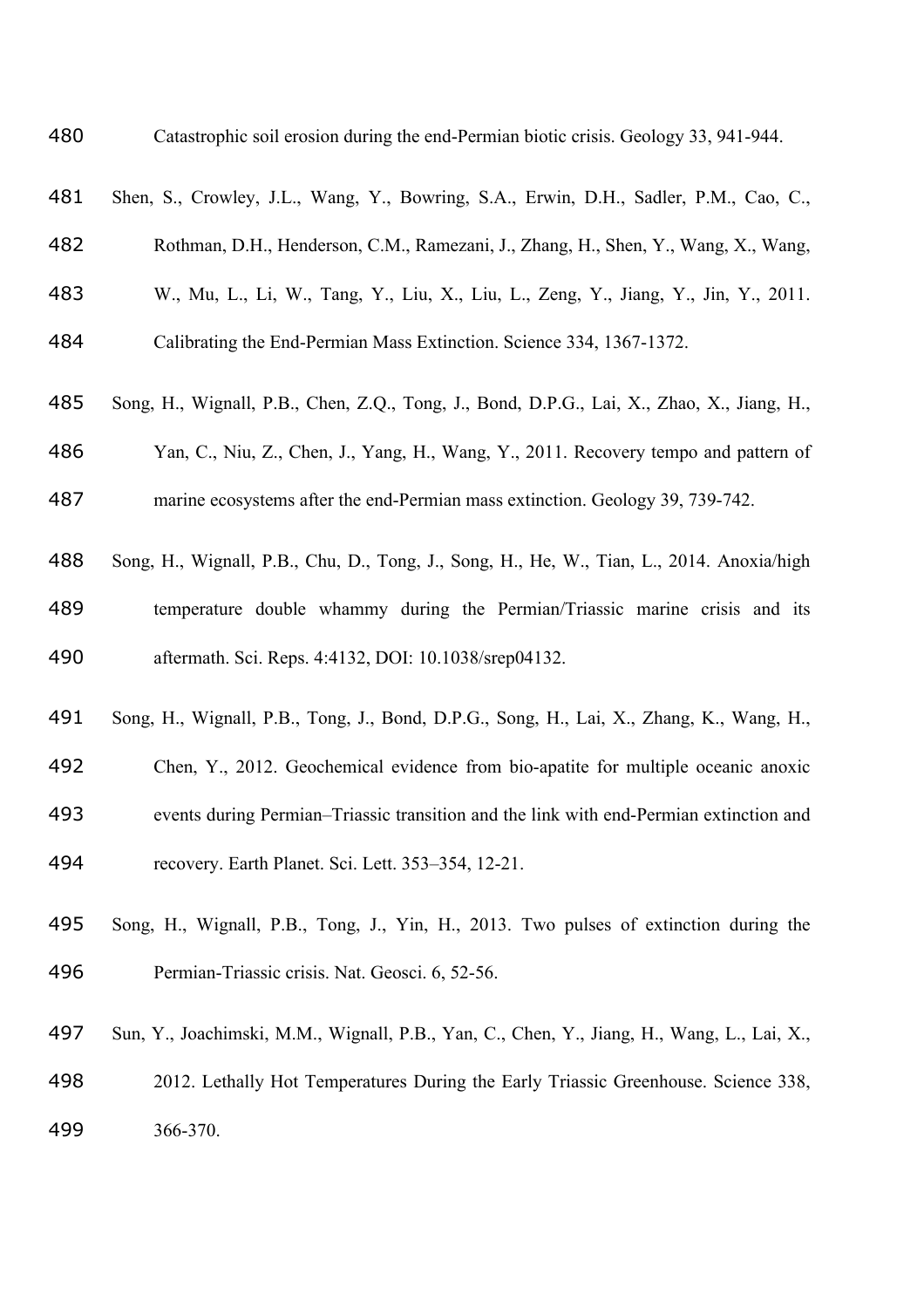Catastrophic soil erosion during the end-Permian biotic crisis. Geology 33, 941-944.

Shen, S., Crowley, J.L., Wang, Y., Bowring, S.A., Erwin, D.H., Sadler, P.M., Cao, C., Rothman, D.H., Henderson, C.M., Ramezani, J., Zhang, H., Shen, Y., Wang, X., Wang, W., Mu, L., Li, W., Tang, Y., Liu, X., Liu, L., Zeng, Y., Jiang, Y., Jin, Y., 2011. Calibrating the End-Permian Mass Extinction. Science 334, 1367-1372.

Song, H., Wignall, P.B., Chen, Z.Q., Tong, J., Bond, D.P.G., Lai, X., Zhao, X., Jiang, H., Yan, C., Niu, Z., Chen, J., Yang, H., Wang, Y., 2011. Recovery tempo and pattern of marine ecosystems after the end-Permian mass extinction. Geology 39, 739-742.

Song, H., Wignall, P.B., Chu, D., Tong, J., Song, H., He, W., Tian, L., 2014. Anoxia/high temperature double whammy during the Permian/Triassic marine crisis and its aftermath. Sci. Reps. 4:4132, DOI: 10.1038/srep04132.

Song, H., Wignall, P.B., Tong, J., Bond, D.P.G., Song, H., Lai, X., Zhang, K., Wang, H., Chen, Y., 2012. Geochemical evidence from bio-apatite for multiple oceanic anoxic events during Permian–Triassic transition and the link with end-Permian extinction and recovery. Earth Planet. Sci. Lett. 353–354, 12-21.

Song, H., Wignall, P.B., Tong, J., Yin, H., 2013. Two pulses of extinction during the Permian-Triassic crisis. Nat. Geosci. 6, 52-56.

Sun, Y., Joachimski, M.M., Wignall, P.B., Yan, C., Chen, Y., Jiang, H., Wang, L., Lai, X., 2012. Lethally Hot Temperatures During the Early Triassic Greenhouse. Science 338, 366-370.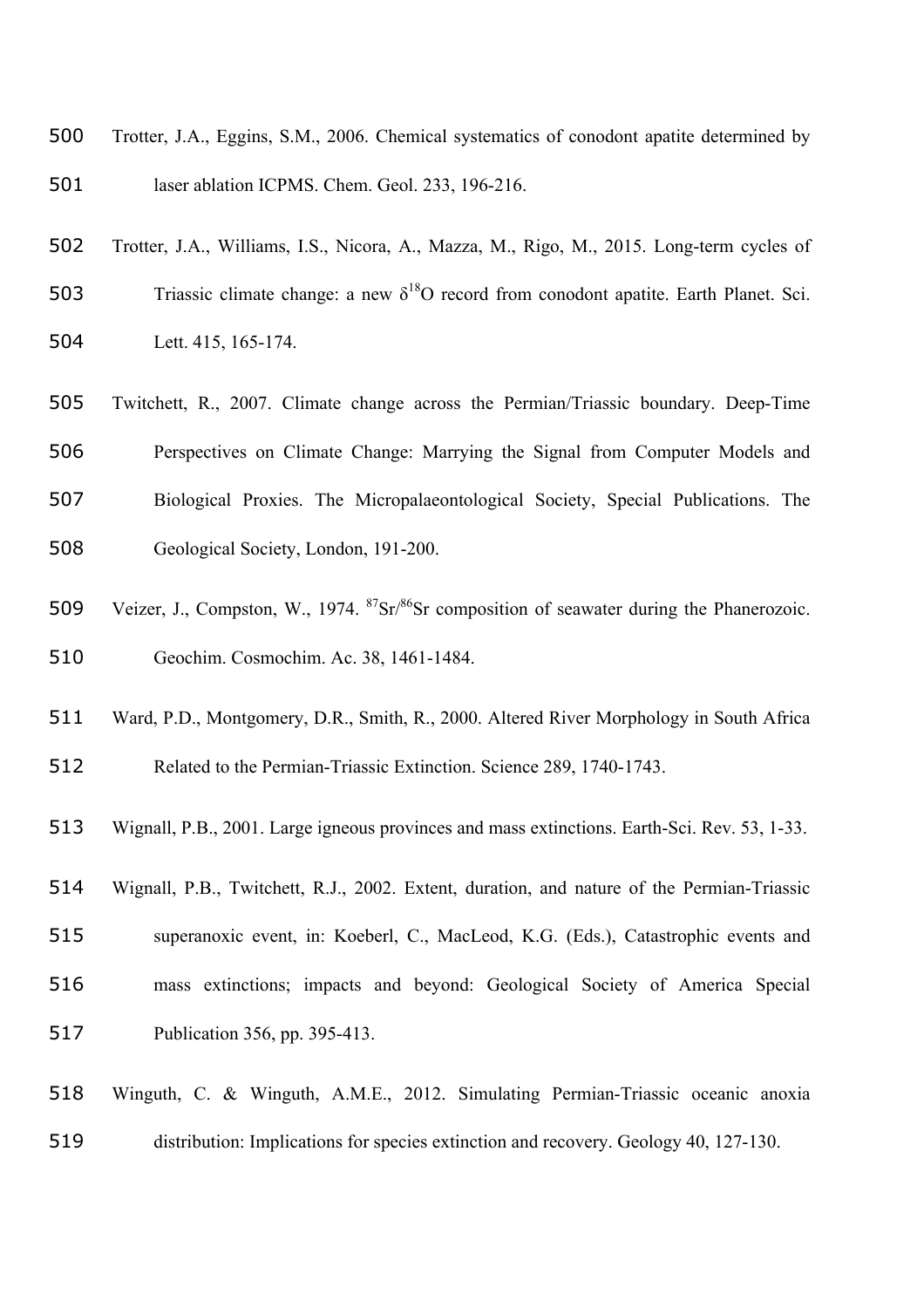Trotter, J.A., Eggins, S.M., 2006. Chemical systematics of conodont apatite determined by laser ablation ICPMS. Chem. Geol. 233, 196-216.

Trotter, J.A., Williams, I.S., Nicora, A., Mazza, M., Rigo, M., 2015. Long-term cycles of Triassic climate change: a new $\delta^{18}O$ record from conodont apatite. Earth Planet. Sci. Lett. 415, 165-174.

Twitchett, R., 2007. Climate change across the Permian/Triassic boundary. Deep-Time Perspectives on Climate Change: Marrying the Signal from Computer Models and Biological Proxies. The Micropalaeontological Society, Special Publications. The Geological Society, London, 191-200.

Veizer, J., Compston, W., 1974. $^{87}Sr/^{86}Sr$ composition of seawater during the Phanerozoic. Geochim. Cosmochim. Ac. 38, 1461-1484.

Ward, P.D., Montgomery, D.R., Smith, R., 2000. Altered River Morphology in South Africa Related to the Permian-Triassic Extinction. Science 289, 1740-1743.

Wignall, P.B., 2001. Large igneous provinces and mass extinctions. Earth-Sci. Rev. 53, 1-33.

Wignall, P.B., Twitchett, R.J., 2002. Extent, duration, and nature of the Permian-Triassic superanoxic event, in: Koeberl, C., MacLeod, K.G. (Eds.), Catastrophic events and mass extinctions; impacts and beyond: Geological Society of America Special Publication 356, pp. 395-413.

Winguth, C. & Winguth, A.M.E., 2012. Simulating Permian-Triassic oceanic anoxia distribution: Implications for species extinction and recovery. Geology 40, 127-130.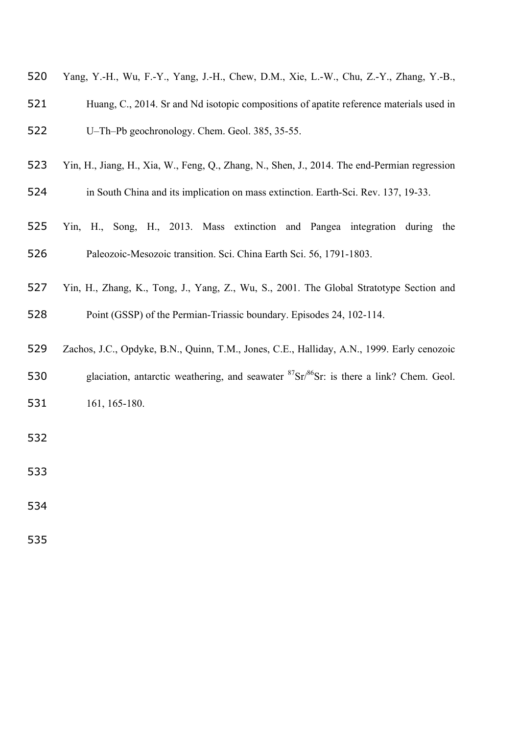Yang, Y.-H., Wu, F.-Y., Yang, J.-H., Chew, D.M., Xie, L.-W., Chu, Z.-Y., Zhang, Y.-B., Huang, C., 2014. Sr and Nd isotopic compositions of apatite reference materials used in U–Th–Pb geochronology. Chem. Geol. 385, 35-55.

Yin, H., Jiang, H., Xia, W., Feng, Q., Zhang, N., Shen, J., 2014. The end-Permian regression in South China and its implication on mass extinction. Earth-Sci. Rev. 137, 19-33.

Yin, H., Song, H., 2013. Mass extinction and Pangea integration during the Paleozoic-Mesozoic transition. Sci. China Earth Sci. 56, 1791-1803.

Yin, H., Zhang, K., Tong, J., Yang, Z., Wu, S., 2001. The Global Stratotype Section and Point (GSSP) of the Permian-Triassic boundary. Episodes 24, 102-114.

Zachos, J.C., Opdyke, B.N., Quinn, T.M., Jones, C.E., Halliday, A.N., 1999. Early cenozoic glaciation, antarctic weathering, and seawater $^{87}Sr/^{86}Sr$: is there a link? Chem. Geol. 161, 165-180.